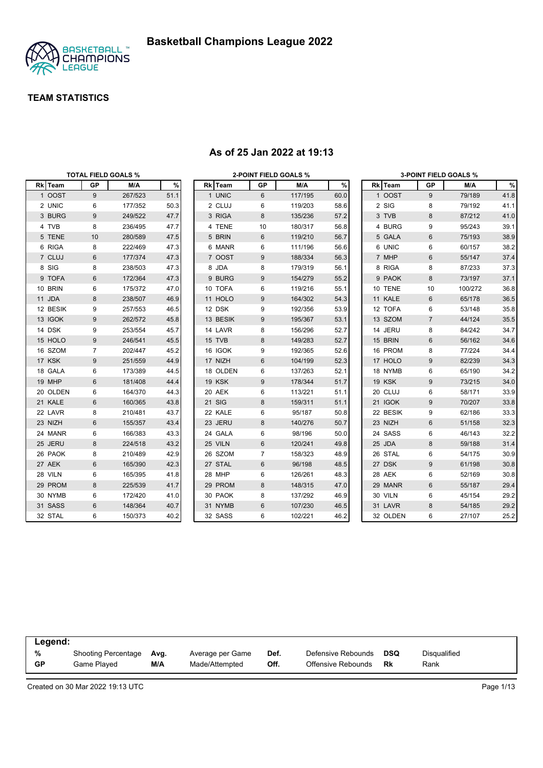# Basketball Champions League 2022

## TEAM STATISTICS

### As of 25 Jan 2022 at 19:13

**TOTAL FIELD GOALS %**

| Rk | Team | GP | M/A | % |
|---|---|---|---|---|
| 1 | OOST | 9 | 267/523 | 51.1 |
| 2 | UNIC | 6 | 177/352 | 50.3 |
| 3 | BURG | 9 | 249/522 | 47.7 |
| 4 | TVB | 8 | 236/495 | 47.7 |
| 5 | TENE | 10 | 280/589 | 47.5 |
| 6 | RIGA | 8 | 222/469 | 47.3 |
| 7 | CLUJ | 6 | 177/374 | 47.3 |
| 8 | SIG | 8 | 238/503 | 47.3 |
| 9 | TOFA | 6 | 172/364 | 47.3 |
| 10 | BRIN | 6 | 175/372 | 47.0 |
| 11 | JDA | 8 | 238/507 | 46.9 |
| 12 | BESIK | 9 | 257/553 | 46.5 |
| 13 | IGOK | 9 | 262/572 | 45.8 |
| 14 | DSK | 9 | 253/554 | 45.7 |
| 15 | HOLO | 9 | 246/541 | 45.5 |
| 16 | SZOM | 7 | 202/447 | 45.2 |
| 17 | KSK | 9 | 251/559 | 44.9 |
| 18 | GALA | 6 | 173/389 | 44.5 |
| 19 | MHP | 6 | 181/408 | 44.4 |
| 20 | OLDEN | 6 | 164/370 | 44.3 |
| 21 | KALE | 6 | 160/365 | 43.8 |
| 22 | LAVR | 8 | 210/481 | 43.7 |
| 23 | NIZH | 6 | 155/357 | 43.4 |
| 24 | MANR | 6 | 166/383 | 43.3 |
| 25 | JERU | 8 | 224/518 | 43.2 |
| 26 | PAOK | 8 | 210/489 | 42.9 |
| 27 | AEK | 6 | 165/390 | 42.3 |
| 28 | VILN | 6 | 165/395 | 41.8 |
| 29 | PROM | 8 | 225/539 | 41.7 |
| 30 | NYMB | 6 | 172/420 | 41.0 |
| 31 | SASS | 6 | 148/364 | 40.7 |
| 32 | STAL | 6 | 150/373 | 40.2 |

**2-POINT FIELD GOALS %**

| Rk | Team | GP | M/A | % |
|---|---|---|---|---|
| 1 | UNIC | 6 | 117/195 | 60.0 |
| 2 | CLUJ | 6 | 119/203 | 58.6 |
| 3 | RIGA | 8 | 135/236 | 57.2 |
| 4 | TENE | 10 | 180/317 | 56.8 |
| 5 | BRIN | 6 | 119/210 | 56.7 |
| 6 | MANR | 6 | 111/196 | 56.6 |
| 7 | OOST | 9 | 188/334 | 56.3 |
| 8 | JDA | 8 | 179/319 | 56.1 |
| 9 | BURG | 9 | 154/279 | 55.2 |
| 10 | TOFA | 6 | 119/216 | 55.1 |
| 11 | HOLO | 9 | 164/302 | 54.3 |
| 12 | DSK | 9 | 192/356 | 53.9 |
| 13 | BESIK | 9 | 195/367 | 53.1 |
| 14 | LAVR | 8 | 156/296 | 52.7 |
| 15 | TVB | 8 | 149/283 | 52.7 |
| 16 | IGOK | 9 | 192/365 | 52.6 |
| 17 | NIZH | 6 | 104/199 | 52.3 |
| 18 | OLDEN | 6 | 137/263 | 52.1 |
| 19 | KSK | 9 | 178/344 | 51.7 |
| 20 | AEK | 6 | 113/221 | 51.1 |
| 21 | SIG | 8 | 159/311 | 51.1 |
| 22 | KALE | 6 | 95/187 | 50.8 |
| 23 | JERU | 8 | 140/276 | 50.7 |
| 24 | GALA | 6 | 98/196 | 50.0 |
| 25 | VILN | 6 | 120/241 | 49.8 |
| 26 | SZOM | 7 | 158/323 | 48.9 |
| 27 | STAL | 6 | 96/198 | 48.5 |
| 28 | MHP | 6 | 126/261 | 48.3 |
| 29 | PROM | 8 | 148/315 | 47.0 |
| 30 | PAOK | 8 | 137/292 | 46.9 |
| 31 | NYMB | 6 | 107/230 | 46.5 |
| 32 | SASS | 6 | 102/221 | 46.2 |

**3-POINT FIELD GOALS %**

| Rk | Team | GP | M/A | % |
|---|---|---|---|---|
| 1 | OOST | 9 | 79/189 | 41.8 |
| 2 | SIG | 8 | 79/192 | 41.1 |
| 3 | TVB | 8 | 87/212 | 41.0 |
| 4 | BURG | 9 | 95/243 | 39.1 |
| 5 | GALA | 6 | 75/193 | 38.9 |
| 6 | UNIC | 6 | 60/157 | 38.2 |
| 7 | MHP | 6 | 55/147 | 37.4 |
| 8 | RIGA | 8 | 87/233 | 37.3 |
| 9 | PAOK | 8 | 73/197 | 37.1 |
| 10 | TENE | 10 | 100/272 | 36.8 |
| 11 | KALE | 6 | 65/178 | 36.5 |
| 12 | TOFA | 6 | 53/148 | 35.8 |
| 13 | SZOM | 7 | 44/124 | 35.5 |
| 14 | JERU | 8 | 84/242 | 34.7 |
| 15 | BRIN | 6 | 56/162 | 34.6 |
| 16 | PROM | 8 | 77/224 | 34.4 |
| 17 | HOLO | 9 | 82/239 | 34.3 |
| 18 | NYMB | 6 | 65/190 | 34.2 |
| 19 | KSK | 9 | 73/215 | 34.0 |
| 20 | CLUJ | 6 | 58/171 | 33.9 |
| 21 | IGOK | 9 | 70/207 | 33.8 |
| 22 | BESIK | 9 | 62/186 | 33.3 |
| 23 | NIZH | 6 | 51/158 | 32.3 |
| 24 | SASS | 6 | 46/143 | 32.2 |
| 25 | JDA | 8 | 59/188 | 31.4 |
| 26 | STAL | 6 | 54/175 | 30.9 |
| 27 | DSK | 9 | 61/198 | 30.8 |
| 28 | AEK | 6 | 52/169 | 30.8 |
| 29 | MANR | 6 | 55/187 | 29.4 |
| 30 | VILN | 6 | 45/154 | 29.2 |
| 31 | LAVR | 8 | 54/185 | 29.2 |
| 32 | OLDEN | 6 | 27/107 | 25.2 |

**Legend:**

| | | | | | | | |
|---|---|---|---|---|---|---|---|
| % | Shooting Percentage | Avg. | Average per Game | Def. | Defensive Rebounds | DSQ | Disqualified |
| GP | Game Played | M/A | Made/Attempted | Off. | Offensive Rebounds | Rk | Rank |

Created on 30 Mar 2022 19:13 UTC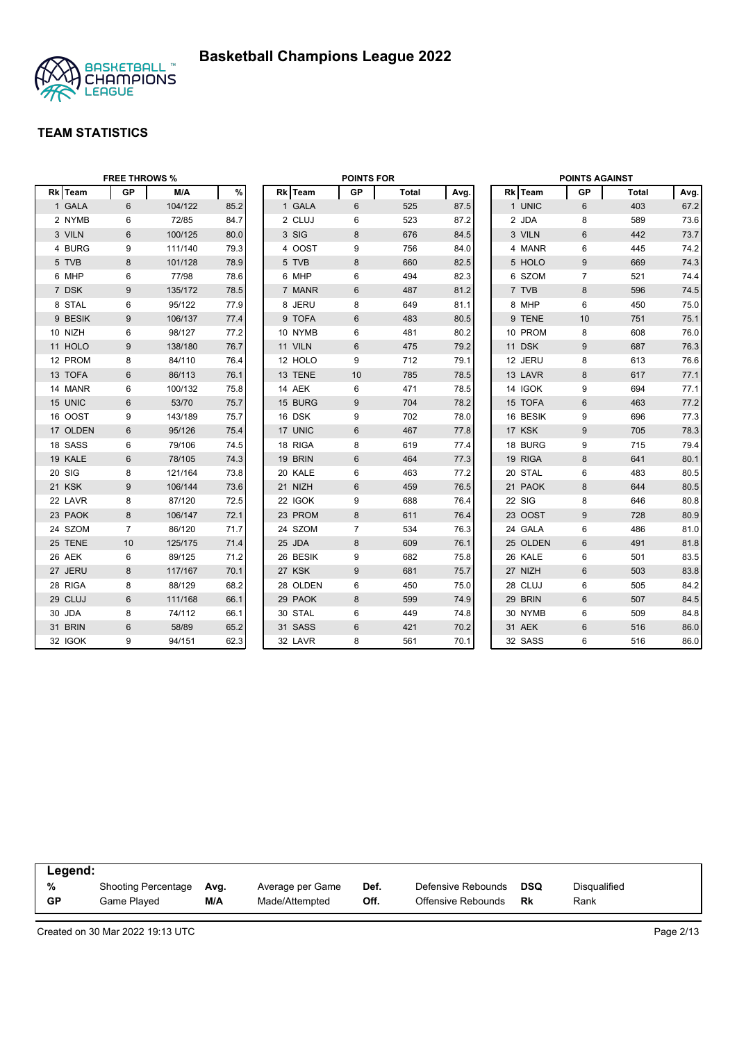# Basketball Champions League 2022

## TEAM STATISTICS

### FREE THROWS %

| Rk | Team | GP | M/A | % |
|---|---|---|---|---|
| 1 | GALA | 6 | 104/122 | 85.2 |
| 2 | NYMB | 6 | 72/85 | 84.7 |
| 3 | VILN | 6 | 100/125 | 80.0 |
| 4 | BURG | 9 | 111/140 | 79.3 |
| 5 | TVB | 8 | 101/128 | 78.9 |
| 6 | MHP | 6 | 77/98 | 78.6 |
| 7 | DSK | 9 | 135/172 | 78.5 |
| 8 | STAL | 6 | 95/122 | 77.9 |
| 9 | BESIK | 9 | 106/137 | 77.4 |
| 10 | NIZH | 6 | 98/127 | 77.2 |
| 11 | HOLO | 9 | 138/180 | 76.7 |
| 12 | PROM | 8 | 84/110 | 76.4 |
| 13 | TOFA | 6 | 86/113 | 76.1 |
| 14 | MANR | 6 | 100/132 | 75.8 |
| 15 | UNIC | 6 | 53/70 | 75.7 |
| 16 | OOST | 9 | 143/189 | 75.7 |
| 17 | OLDEN | 6 | 95/126 | 75.4 |
| 18 | SASS | 6 | 79/106 | 74.5 |
| 19 | KALE | 6 | 78/105 | 74.3 |
| 20 | SIG | 8 | 121/164 | 73.8 |
| 21 | KSK | 9 | 106/144 | 73.6 |
| 22 | LAVR | 8 | 87/120 | 72.5 |
| 23 | PAOK | 8 | 106/147 | 72.1 |
| 24 | SZOM | 7 | 86/120 | 71.7 |
| 25 | TENE | 10 | 125/175 | 71.4 |
| 26 | AEK | 6 | 89/125 | 71.2 |
| 27 | JERU | 8 | 117/167 | 70.1 |
| 28 | RIGA | 8 | 88/129 | 68.2 |
| 29 | CLUJ | 6 | 111/168 | 66.1 |
| 30 | JDA | 8 | 74/112 | 66.1 |
| 31 | BRIN | 6 | 58/89 | 65.2 |
| 32 | IGOK | 9 | 94/151 | 62.3 |

### POINTS FOR

| Rk | Team | GP | Total | Avg. |
|---|---|---|---|---|
| 1 | GALA | 6 | 525 | 87.5 |
| 2 | CLUJ | 6 | 523 | 87.2 |
| 3 | SIG | 8 | 676 | 84.5 |
| 4 | OOST | 9 | 756 | 84.0 |
| 5 | TVB | 8 | 660 | 82.5 |
| 6 | MHP | 6 | 494 | 82.3 |
| 7 | MANR | 6 | 487 | 81.2 |
| 8 | JERU | 8 | 649 | 81.1 |
| 9 | TOFA | 6 | 483 | 80.5 |
| 10 | NYMB | 6 | 481 | 80.2 |
| 11 | VILN | 6 | 475 | 79.2 |
| 12 | HOLO | 9 | 712 | 79.1 |
| 13 | TENE | 10 | 785 | 78.5 |
| 14 | AEK | 6 | 471 | 78.5 |
| 15 | BURG | 9 | 704 | 78.2 |
| 16 | DSK | 9 | 702 | 78.0 |
| 17 | UNIC | 6 | 467 | 77.8 |
| 18 | RIGA | 8 | 619 | 77.4 |
| 19 | BRIN | 6 | 464 | 77.3 |
| 20 | KALE | 6 | 463 | 77.2 |
| 21 | NIZH | 6 | 459 | 76.5 |
| 22 | IGOK | 9 | 688 | 76.4 |
| 23 | PROM | 8 | 611 | 76.4 |
| 24 | SZOM | 7 | 534 | 76.3 |
| 25 | JDA | 8 | 609 | 76.1 |
| 26 | BESIK | 9 | 682 | 75.8 |
| 27 | KSK | 9 | 681 | 75.7 |
| 28 | OLDEN | 6 | 450 | 75.0 |
| 29 | PAOK | 8 | 599 | 74.9 |
| 30 | STAL | 6 | 449 | 74.8 |
| 31 | SASS | 6 | 421 | 70.2 |
| 32 | LAVR | 8 | 561 | 70.1 |

### POINTS AGAINST

| Rk | Team | GP | Total | Avg. |
|---|---|---|---|---|
| 1 | UNIC | 6 | 403 | 67.2 |
| 2 | JDA | 8 | 589 | 73.6 |
| 3 | VILN | 6 | 442 | 73.7 |
| 4 | MANR | 6 | 445 | 74.2 |
| 5 | HOLO | 9 | 669 | 74.3 |
| 6 | SZOM | 7 | 521 | 74.4 |
| 7 | TVB | 8 | 596 | 74.5 |
| 8 | MHP | 6 | 450 | 75.0 |
| 9 | TENE | 10 | 751 | 75.1 |
| 10 | PROM | 8 | 608 | 76.0 |
| 11 | DSK | 9 | 687 | 76.3 |
| 12 | JERU | 8 | 613 | 76.6 |
| 13 | LAVR | 8 | 617 | 77.1 |
| 14 | IGOK | 9 | 694 | 77.1 |
| 15 | TOFA | 6 | 463 | 77.2 |
| 16 | BESIK | 9 | 696 | 77.3 |
| 17 | KSK | 9 | 705 | 78.3 |
| 18 | BURG | 9 | 715 | 79.4 |
| 19 | RIGA | 8 | 641 | 80.1 |
| 20 | STAL | 6 | 483 | 80.5 |
| 21 | PAOK | 8 | 644 | 80.5 |
| 22 | SIG | 8 | 646 | 80.8 |
| 23 | OOST | 9 | 728 | 80.9 |
| 24 | GALA | 6 | 486 | 81.0 |
| 25 | OLDEN | 6 | 491 | 81.8 |
| 26 | KALE | 6 | 501 | 83.5 |
| 27 | NIZH | 6 | 503 | 83.8 |
| 28 | CLUJ | 6 | 505 | 84.2 |
| 29 | BRIN | 6 | 507 | 84.5 |
| 30 | NYMB | 6 | 509 | 84.8 |
| 31 | AEK | 6 | 516 | 86.0 |
| 32 | SASS | 6 | 516 | 86.0 |

**Legend:**

| | | | | | | | |
|---|---|---|---|---|---|---|---|
| **%** | Shooting Percentage | **Avg.** | Average per Game | **Def.** | Defensive Rebounds | **DSQ** | Disqualified |
| **GP** | Game Played | **M/A** | Made/Attempted | **Off.** | Offensive Rebounds | **Rk** | Rank |

Created on 30 Mar 2022 19:13 UTC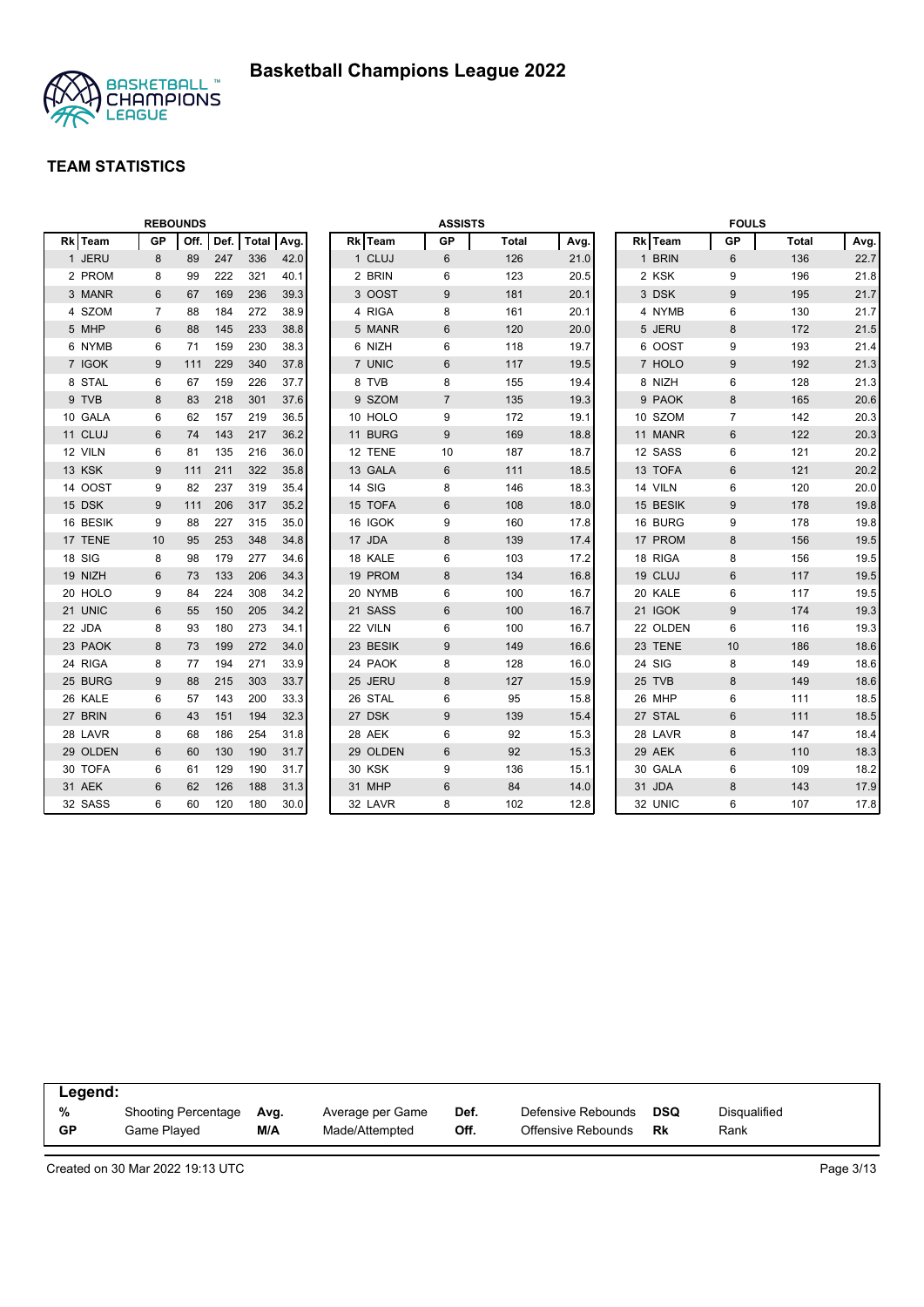# Basketball Champions League 2022

## TEAM STATISTICS

### REBOUNDS

| Rk | Team | GP | Off. | Def. | Total | Avg. |
|---|---|---|---|---|---|---|
| 1 | JERU | 8 | 89 | 247 | 336 | 42.0 |
| 2 | PROM | 8 | 99 | 222 | 321 | 40.1 |
| 3 | MANR | 6 | 67 | 169 | 236 | 39.3 |
| 4 | SZOM | 7 | 88 | 184 | 272 | 38.9 |
| 5 | MHP | 6 | 88 | 145 | 233 | 38.8 |
| 6 | NYMB | 6 | 71 | 159 | 230 | 38.3 |
| 7 | IGOK | 9 | 111 | 229 | 340 | 37.8 |
| 8 | STAL | 6 | 67 | 159 | 226 | 37.7 |
| 9 | TVB | 8 | 83 | 218 | 301 | 37.6 |
| 10 | GALA | 6 | 62 | 157 | 219 | 36.5 |
| 11 | CLUJ | 6 | 74 | 143 | 217 | 36.2 |
| 12 | VILN | 6 | 81 | 135 | 216 | 36.0 |
| 13 | KSK | 9 | 111 | 211 | 322 | 35.8 |
| 14 | OOST | 9 | 82 | 237 | 319 | 35.4 |
| 15 | DSK | 9 | 111 | 206 | 317 | 35.2 |
| 16 | BESIK | 9 | 88 | 227 | 315 | 35.0 |
| 17 | TENE | 10 | 95 | 253 | 348 | 34.8 |
| 18 | SIG | 8 | 98 | 179 | 277 | 34.6 |
| 19 | NIZH | 6 | 73 | 133 | 206 | 34.3 |
| 20 | HOLO | 9 | 84 | 224 | 308 | 34.2 |
| 21 | UNIC | 6 | 55 | 150 | 205 | 34.2 |
| 22 | JDA | 8 | 93 | 180 | 273 | 34.1 |
| 23 | PAOK | 8 | 73 | 199 | 272 | 34.0 |
| 24 | RIGA | 8 | 77 | 194 | 271 | 33.9 |
| 25 | BURG | 9 | 88 | 215 | 303 | 33.7 |
| 26 | KALE | 6 | 57 | 143 | 200 | 33.3 |
| 27 | BRIN | 6 | 43 | 151 | 194 | 32.3 |
| 28 | LAVR | 8 | 68 | 186 | 254 | 31.8 |
| 29 | OLDEN | 6 | 60 | 130 | 190 | 31.7 |
| 30 | TOFA | 6 | 61 | 129 | 190 | 31.7 |
| 31 | AEK | 6 | 62 | 126 | 188 | 31.3 |
| 32 | SASS | 6 | 60 | 120 | 180 | 30.0 |

### ASSISTS

| Rk | Team | GP | Total | Avg. |
|---|---|---|---|---|
| 1 | CLUJ | 6 | 126 | 21.0 |
| 2 | BRIN | 6 | 123 | 20.5 |
| 3 | OOST | 9 | 181 | 20.1 |
| 4 | RIGA | 8 | 161 | 20.1 |
| 5 | MANR | 6 | 120 | 20.0 |
| 6 | NIZH | 6 | 118 | 19.7 |
| 7 | UNIC | 6 | 117 | 19.5 |
| 8 | TVB | 8 | 155 | 19.4 |
| 9 | SZOM | 7 | 135 | 19.3 |
| 10 | HOLO | 9 | 172 | 19.1 |
| 11 | BURG | 9 | 169 | 18.8 |
| 12 | TENE | 10 | 187 | 18.7 |
| 13 | GALA | 6 | 111 | 18.5 |
| 14 | SIG | 8 | 146 | 18.3 |
| 15 | TOFA | 6 | 108 | 18.0 |
| 16 | IGOK | 9 | 160 | 17.8 |
| 17 | JDA | 8 | 139 | 17.4 |
| 18 | KALE | 6 | 103 | 17.2 |
| 19 | PROM | 8 | 134 | 16.8 |
| 20 | NYMB | 6 | 100 | 16.7 |
| 21 | SASS | 6 | 100 | 16.7 |
| 22 | VILN | 6 | 100 | 16.7 |
| 23 | BESIK | 9 | 149 | 16.6 |
| 24 | PAOK | 8 | 128 | 16.0 |
| 25 | JERU | 8 | 127 | 15.9 |
| 26 | STAL | 6 | 95 | 15.8 |
| 27 | DSK | 9 | 139 | 15.4 |
| 28 | AEK | 6 | 92 | 15.3 |
| 29 | OLDEN | 6 | 92 | 15.3 |
| 30 | KSK | 9 | 136 | 15.1 |
| 31 | MHP | 6 | 84 | 14.0 |
| 32 | LAVR | 8 | 102 | 12.8 |

### FOULS

| Rk | Team | GP | Total | Avg. |
|---|---|---|---|---|
| 1 | BRIN | 6 | 136 | 22.7 |
| 2 | KSK | 9 | 196 | 21.8 |
| 3 | DSK | 9 | 195 | 21.7 |
| 4 | NYMB | 6 | 130 | 21.7 |
| 5 | JERU | 8 | 172 | 21.5 |
| 6 | OOST | 9 | 193 | 21.4 |
| 7 | HOLO | 9 | 192 | 21.3 |
| 8 | NIZH | 6 | 128 | 21.3 |
| 9 | PAOK | 8 | 165 | 20.6 |
| 10 | SZOM | 7 | 142 | 20.3 |
| 11 | MANR | 6 | 122 | 20.3 |
| 12 | SASS | 6 | 121 | 20.2 |
| 13 | TOFA | 6 | 121 | 20.2 |
| 14 | VILN | 6 | 120 | 20.0 |
| 15 | BESIK | 9 | 178 | 19.8 |
| 16 | BURG | 9 | 178 | 19.8 |
| 17 | PROM | 8 | 156 | 19.5 |
| 18 | RIGA | 8 | 156 | 19.5 |
| 19 | CLUJ | 6 | 117 | 19.5 |
| 20 | KALE | 6 | 117 | 19.5 |
| 21 | IGOK | 9 | 174 | 19.3 |
| 22 | OLDEN | 6 | 116 | 19.3 |
| 23 | TENE | 10 | 186 | 18.6 |
| 24 | SIG | 8 | 149 | 18.6 |
| 25 | TVB | 8 | 149 | 18.6 |
| 26 | MHP | 6 | 111 | 18.5 |
| 27 | STAL | 6 | 111 | 18.5 |
| 28 | LAVR | 8 | 147 | 18.4 |
| 29 | AEK | 6 | 110 | 18.3 |
| 30 | GALA | 6 | 109 | 18.2 |
| 31 | JDA | 8 | 143 | 17.9 |
| 32 | UNIC | 6 | 107 | 17.8 |

**Legend:**

| | | | | | | | |
|---|---|---|---|---|---|---|---|
| **%** | Shooting Percentage | **Avg.** | Average per Game | **Def.** | Defensive Rebounds | **DSQ** | Disqualified |
| **GP** | Game Played | **M/A** | Made/Attempted | **Off.** | Offensive Rebounds | **Rk** | Rank |

Created on 30 Mar 2022 19:13 UTC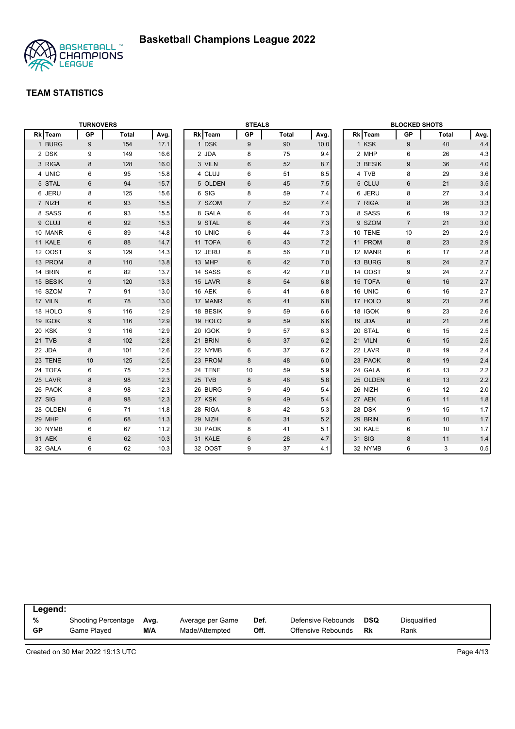# Basketball Champions League 2022

## TEAM STATISTICS

### TURNOVERS

| Rk | Team | GP | Total | Avg. |
|---|---|---|---|---|
| 1 | BURG | 9 | 154 | 17.1 |
| 2 | DSK | 9 | 149 | 16.6 |
| 3 | RIGA | 8 | 128 | 16.0 |
| 4 | UNIC | 6 | 95 | 15.8 |
| 5 | STAL | 6 | 94 | 15.7 |
| 6 | JERU | 8 | 125 | 15.6 |
| 7 | NIZH | 6 | 93 | 15.5 |
| 8 | SASS | 6 | 93 | 15.5 |
| 9 | CLUJ | 6 | 92 | 15.3 |
| 10 | MANR | 6 | 89 | 14.8 |
| 11 | KALE | 6 | 88 | 14.7 |
| 12 | OOST | 9 | 129 | 14.3 |
| 13 | PROM | 8 | 110 | 13.8 |
| 14 | BRIN | 6 | 82 | 13.7 |
| 15 | BESIK | 9 | 120 | 13.3 |
| 16 | SZOM | 7 | 91 | 13.0 |
| 17 | VILN | 6 | 78 | 13.0 |
| 18 | HOLO | 9 | 116 | 12.9 |
| 19 | IGOK | 9 | 116 | 12.9 |
| 20 | KSK | 9 | 116 | 12.9 |
| 21 | TVB | 8 | 102 | 12.8 |
| 22 | JDA | 8 | 101 | 12.6 |
| 23 | TENE | 10 | 125 | 12.5 |
| 24 | TOFA | 6 | 75 | 12.5 |
| 25 | LAVR | 8 | 98 | 12.3 |
| 26 | PAOK | 8 | 98 | 12.3 |
| 27 | SIG | 8 | 98 | 12.3 |
| 28 | OLDEN | 6 | 71 | 11.8 |
| 29 | MHP | 6 | 68 | 11.3 |
| 30 | NYMB | 6 | 67 | 11.2 |
| 31 | AEK | 6 | 62 | 10.3 |
| 32 | GALA | 6 | 62 | 10.3 |

### STEALS

| Rk | Team | GP | Total | Avg. |
|---|---|---|---|---|
| 1 | DSK | 9 | 90 | 10.0 |
| 2 | JDA | 8 | 75 | 9.4 |
| 3 | VILN | 6 | 52 | 8.7 |
| 4 | CLUJ | 6 | 51 | 8.5 |
| 5 | OLDEN | 6 | 45 | 7.5 |
| 6 | SIG | 8 | 59 | 7.4 |
| 7 | SZOM | 7 | 52 | 7.4 |
| 8 | GALA | 6 | 44 | 7.3 |
| 9 | STAL | 6 | 44 | 7.3 |
| 10 | UNIC | 6 | 44 | 7.3 |
| 11 | TOFA | 6 | 43 | 7.2 |
| 12 | JERU | 8 | 56 | 7.0 |
| 13 | MHP | 6 | 42 | 7.0 |
| 14 | SASS | 6 | 42 | 7.0 |
| 15 | LAVR | 8 | 54 | 6.8 |
| 16 | AEK | 6 | 41 | 6.8 |
| 17 | MANR | 6 | 41 | 6.8 |
| 18 | BESIK | 9 | 59 | 6.6 |
| 19 | HOLO | 9 | 59 | 6.6 |
| 20 | IGOK | 9 | 57 | 6.3 |
| 21 | BRIN | 6 | 37 | 6.2 |
| 22 | NYMB | 6 | 37 | 6.2 |
| 23 | PROM | 8 | 48 | 6.0 |
| 24 | TENE | 10 | 59 | 5.9 |
| 25 | TVB | 8 | 46 | 5.8 |
| 26 | BURG | 9 | 49 | 5.4 |
| 27 | KSK | 9 | 49 | 5.4 |
| 28 | RIGA | 8 | 42 | 5.3 |
| 29 | NIZH | 6 | 31 | 5.2 |
| 30 | PAOK | 8 | 41 | 5.1 |
| 31 | KALE | 6 | 28 | 4.7 |
| 32 | OOST | 9 | 37 | 4.1 |

### BLOCKED SHOTS

| Rk | Team | GP | Total | Avg. |
|---|---|---|---|---|
| 1 | KSK | 9 | 40 | 4.4 |
| 2 | MHP | 6 | 26 | 4.3 |
| 3 | BESIK | 9 | 36 | 4.0 |
| 4 | TVB | 8 | 29 | 3.6 |
| 5 | CLUJ | 6 | 21 | 3.5 |
| 6 | JERU | 8 | 27 | 3.4 |
| 7 | RIGA | 8 | 26 | 3.3 |
| 8 | SASS | 6 | 19 | 3.2 |
| 9 | SZOM | 7 | 21 | 3.0 |
| 10 | TENE | 10 | 29 | 2.9 |
| 11 | PROM | 8 | 23 | 2.9 |
| 12 | MANR | 6 | 17 | 2.8 |
| 13 | BURG | 9 | 24 | 2.7 |
| 14 | OOST | 9 | 24 | 2.7 |
| 15 | TOFA | 6 | 16 | 2.7 |
| 16 | UNIC | 6 | 16 | 2.7 |
| 17 | HOLO | 9 | 23 | 2.6 |
| 18 | IGOK | 9 | 23 | 2.6 |
| 19 | JDA | 8 | 21 | 2.6 |
| 20 | STAL | 6 | 15 | 2.5 |
| 21 | VILN | 6 | 15 | 2.5 |
| 22 | LAVR | 8 | 19 | 2.4 |
| 23 | PAOK | 8 | 19 | 2.4 |
| 24 | GALA | 6 | 13 | 2.2 |
| 25 | OLDEN | 6 | 13 | 2.2 |
| 26 | NIZH | 6 | 12 | 2.0 |
| 27 | AEK | 6 | 11 | 1.8 |
| 28 | DSK | 9 | 15 | 1.7 |
| 29 | BRIN | 6 | 10 | 1.7 |
| 30 | KALE | 6 | 10 | 1.7 |
| 31 | SIG | 8 | 11 | 1.4 |
| 32 | NYMB | 6 | 3 | 0.5 |

**Legend:**

| | | | | | | | |
|---|---|---|---|---|---|---|---|
| **%** | Shooting Percentage | **Avg.** | Average per Game | **Def.** | Defensive Rebounds | **DSQ** | Disqualified |
| **GP** | Game Played | **M/A** | Made/Attempted | **Off.** | Offensive Rebounds | **Rk** | Rank |

Created on 30 Mar 2022 19:13 UTC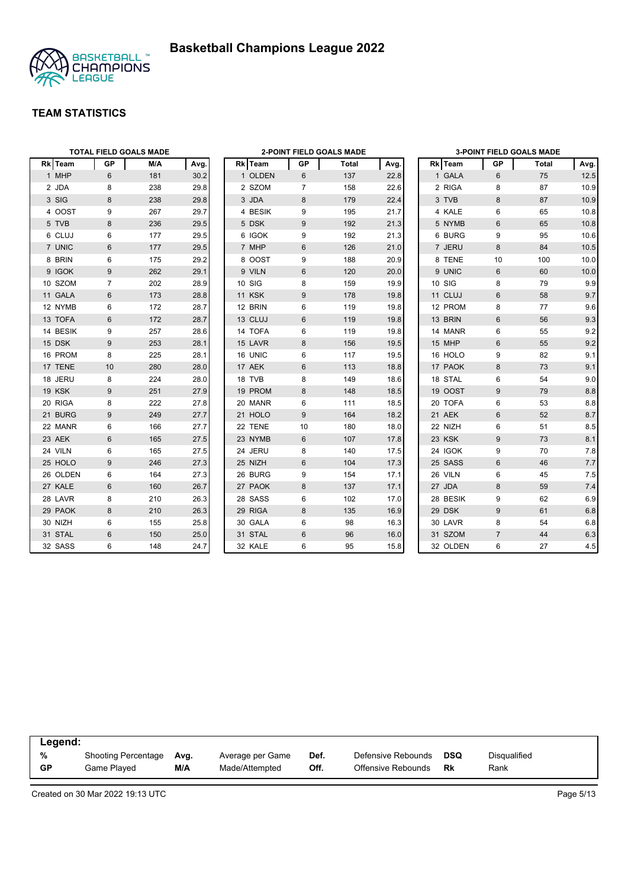# Basketball Champions League 2022

## TEAM STATISTICS

### TOTAL FIELD GOALS MADE

| Rk | Team | GP | M/A | Avg. |
|---|---|---|---|---|
| 1 | MHP | 6 | 181 | 30.2 |
| 2 | JDA | 8 | 238 | 29.8 |
| 3 | SIG | 8 | 238 | 29.8 |
| 4 | OOST | 9 | 267 | 29.7 |
| 5 | TVB | 8 | 236 | 29.5 |
| 6 | CLUJ | 6 | 177 | 29.5 |
| 7 | UNIC | 6 | 177 | 29.5 |
| 8 | BRIN | 6 | 175 | 29.2 |
| 9 | IGOK | 9 | 262 | 29.1 |
| 10 | SZOM | 7 | 202 | 28.9 |
| 11 | GALA | 6 | 173 | 28.8 |
| 12 | NYMB | 6 | 172 | 28.7 |
| 13 | TOFA | 6 | 172 | 28.7 |
| 14 | BESIK | 9 | 257 | 28.6 |
| 15 | DSK | 9 | 253 | 28.1 |
| 16 | PROM | 8 | 225 | 28.1 |
| 17 | TENE | 10 | 280 | 28.0 |
| 18 | JERU | 8 | 224 | 28.0 |
| 19 | KSK | 9 | 251 | 27.9 |
| 20 | RIGA | 8 | 222 | 27.8 |
| 21 | BURG | 9 | 249 | 27.7 |
| 22 | MANR | 6 | 166 | 27.7 |
| 23 | AEK | 6 | 165 | 27.5 |
| 24 | VILN | 6 | 165 | 27.5 |
| 25 | HOLO | 9 | 246 | 27.3 |
| 26 | OLDEN | 6 | 164 | 27.3 |
| 27 | KALE | 6 | 160 | 26.7 |
| 28 | LAVR | 8 | 210 | 26.3 |
| 29 | PAOK | 8 | 210 | 26.3 |
| 30 | NIZH | 6 | 155 | 25.8 |
| 31 | STAL | 6 | 150 | 25.0 |
| 32 | SASS | 6 | 148 | 24.7 |

### 2-POINT FIELD GOALS MADE

| Rk | Team | GP | Total | Avg. |
|---|---|---|---|---|
| 1 | OLDEN | 6 | 137 | 22.8 |
| 2 | SZOM | 7 | 158 | 22.6 |
| 3 | JDA | 8 | 179 | 22.4 |
| 4 | BESIK | 9 | 195 | 21.7 |
| 5 | DSK | 9 | 192 | 21.3 |
| 6 | IGOK | 9 | 192 | 21.3 |
| 7 | MHP | 6 | 126 | 21.0 |
| 8 | OOST | 9 | 188 | 20.9 |
| 9 | VILN | 6 | 120 | 20.0 |
| 10 | SIG | 8 | 159 | 19.9 |
| 11 | KSK | 9 | 178 | 19.8 |
| 12 | BRIN | 6 | 119 | 19.8 |
| 13 | CLUJ | 6 | 119 | 19.8 |
| 14 | TOFA | 6 | 119 | 19.8 |
| 15 | LAVR | 8 | 156 | 19.5 |
| 16 | UNIC | 6 | 117 | 19.5 |
| 17 | AEK | 6 | 113 | 18.8 |
| 18 | TVB | 8 | 149 | 18.6 |
| 19 | PROM | 8 | 148 | 18.5 |
| 20 | MANR | 6 | 111 | 18.5 |
| 21 | HOLO | 9 | 164 | 18.2 |
| 22 | TENE | 10 | 180 | 18.0 |
| 23 | NYMB | 6 | 107 | 17.8 |
| 24 | JERU | 8 | 140 | 17.5 |
| 25 | NIZH | 6 | 104 | 17.3 |
| 26 | BURG | 9 | 154 | 17.1 |
| 27 | PAOK | 8 | 137 | 17.1 |
| 28 | SASS | 6 | 102 | 17.0 |
| 29 | RIGA | 8 | 135 | 16.9 |
| 30 | GALA | 6 | 98 | 16.3 |
| 31 | STAL | 6 | 96 | 16.0 |
| 32 | KALE | 6 | 95 | 15.8 |

### 3-POINT FIELD GOALS MADE

| Rk | Team | GP | Total | Avg. |
|---|---|---|---|---|
| 1 | GALA | 6 | 75 | 12.5 |
| 2 | RIGA | 8 | 87 | 10.9 |
| 3 | TVB | 8 | 87 | 10.9 |
| 4 | KALE | 6 | 65 | 10.8 |
| 5 | NYMB | 6 | 65 | 10.8 |
| 6 | BURG | 9 | 95 | 10.6 |
| 7 | JERU | 8 | 84 | 10.5 |
| 8 | TENE | 10 | 100 | 10.0 |
| 9 | UNIC | 6 | 60 | 10.0 |
| 10 | SIG | 8 | 79 | 9.9 |
| 11 | CLUJ | 6 | 58 | 9.7 |
| 12 | PROM | 8 | 77 | 9.6 |
| 13 | BRIN | 6 | 56 | 9.3 |
| 14 | MANR | 6 | 55 | 9.2 |
| 15 | MHP | 6 | 55 | 9.2 |
| 16 | HOLO | 9 | 82 | 9.1 |
| 17 | PAOK | 8 | 73 | 9.1 |
| 18 | STAL | 6 | 54 | 9.0 |
| 19 | OOST | 9 | 79 | 8.8 |
| 20 | TOFA | 6 | 53 | 8.8 |
| 21 | AEK | 6 | 52 | 8.7 |
| 22 | NIZH | 6 | 51 | 8.5 |
| 23 | KSK | 9 | 73 | 8.1 |
| 24 | IGOK | 9 | 70 | 7.8 |
| 25 | SASS | 6 | 46 | 7.7 |
| 26 | VILN | 6 | 45 | 7.5 |
| 27 | JDA | 8 | 59 | 7.4 |
| 28 | BESIK | 9 | 62 | 6.9 |
| 29 | DSK | 9 | 61 | 6.8 |
| 30 | LAVR | 8 | 54 | 6.8 |
| 31 | SZOM | 7 | 44 | 6.3 |
| 32 | OLDEN | 6 | 27 | 4.5 |

**Legend:**

| | | | | | | | |
|---|---|---|---|---|---|---|---|
| **%** | Shooting Percentage | **Avg.** | Average per Game | **Def.** | Defensive Rebounds | **DSQ** | Disqualified |
| **GP** | Game Played | **M/A** | Made/Attempted | **Off.** | Offensive Rebounds | **Rk** | Rank |

Created on 30 Mar 2022 19:13 UTC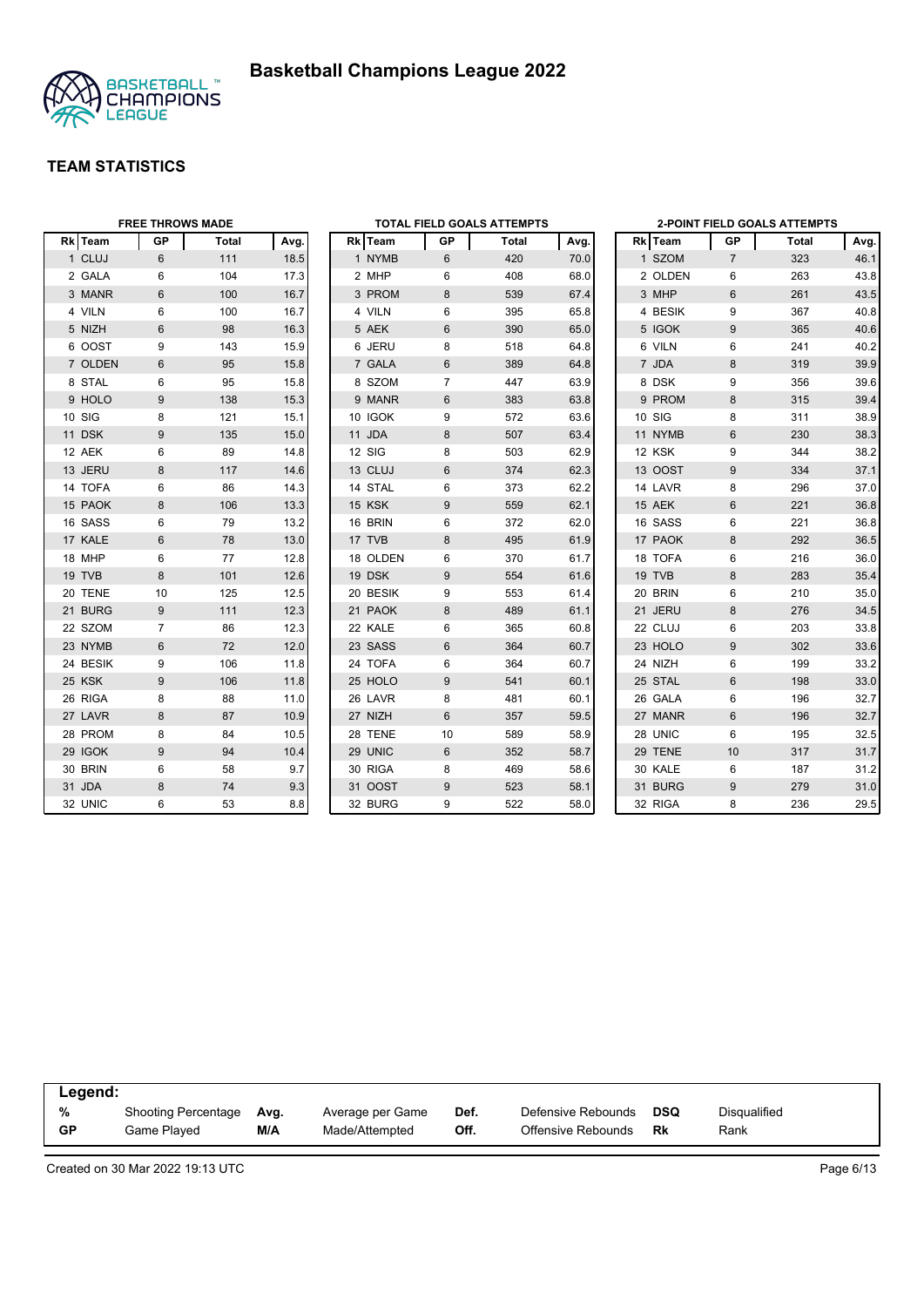# Basketball Champions League 2022

## TEAM STATISTICS

### FREE THROWS MADE

| Rk | Team | GP | Total | Avg. |
|---|---|---|---|---|
| 1 | CLUJ | 6 | 111 | 18.5 |
| 2 | GALA | 6 | 104 | 17.3 |
| 3 | MANR | 6 | 100 | 16.7 |
| 4 | VILN | 6 | 100 | 16.7 |
| 5 | NIZH | 6 | 98 | 16.3 |
| 6 | OOST | 9 | 143 | 15.9 |
| 7 | OLDEN | 6 | 95 | 15.8 |
| 8 | STAL | 6 | 95 | 15.8 |
| 9 | HOLO | 9 | 138 | 15.3 |
| 10 | SIG | 8 | 121 | 15.1 |
| 11 | DSK | 9 | 135 | 15.0 |
| 12 | AEK | 6 | 89 | 14.8 |
| 13 | JERU | 8 | 117 | 14.6 |
| 14 | TOFA | 6 | 86 | 14.3 |
| 15 | PAOK | 8 | 106 | 13.3 |
| 16 | SASS | 6 | 79 | 13.2 |
| 17 | KALE | 6 | 78 | 13.0 |
| 18 | MHP | 6 | 77 | 12.8 |
| 19 | TVB | 8 | 101 | 12.6 |
| 20 | TENE | 10 | 125 | 12.5 |
| 21 | BURG | 9 | 111 | 12.3 |
| 22 | SZOM | 7 | 86 | 12.3 |
| 23 | NYMB | 6 | 72 | 12.0 |
| 24 | BESIK | 9 | 106 | 11.8 |
| 25 | KSK | 9 | 106 | 11.8 |
| 26 | RIGA | 8 | 88 | 11.0 |
| 27 | LAVR | 8 | 87 | 10.9 |
| 28 | PROM | 8 | 84 | 10.5 |
| 29 | IGOK | 9 | 94 | 10.4 |
| 30 | BRIN | 6 | 58 | 9.7 |
| 31 | JDA | 8 | 74 | 9.3 |
| 32 | UNIC | 6 | 53 | 8.8 |

### TOTAL FIELD GOALS ATTEMPTS

| Rk | Team | GP | Total | Avg. |
|---|---|---|---|---|
| 1 | NYMB | 6 | 420 | 70.0 |
| 2 | MHP | 6 | 408 | 68.0 |
| 3 | PROM | 8 | 539 | 67.4 |
| 4 | VILN | 6 | 395 | 65.8 |
| 5 | AEK | 6 | 390 | 65.0 |
| 6 | JERU | 8 | 518 | 64.8 |
| 7 | GALA | 6 | 389 | 64.8 |
| 8 | SZOM | 7 | 447 | 63.9 |
| 9 | MANR | 6 | 383 | 63.8 |
| 10 | IGOK | 9 | 572 | 63.6 |
| 11 | JDA | 8 | 507 | 63.4 |
| 12 | SIG | 8 | 503 | 62.9 |
| 13 | CLUJ | 6 | 374 | 62.3 |
| 14 | STAL | 6 | 373 | 62.2 |
| 15 | KSK | 9 | 559 | 62.1 |
| 16 | BRIN | 6 | 372 | 62.0 |
| 17 | TVB | 8 | 495 | 61.9 |
| 18 | OLDEN | 6 | 370 | 61.7 |
| 19 | DSK | 9 | 554 | 61.6 |
| 20 | BESIK | 9 | 553 | 61.4 |
| 21 | PAOK | 8 | 489 | 61.1 |
| 22 | KALE | 6 | 365 | 60.8 |
| 23 | SASS | 6 | 364 | 60.7 |
| 24 | TOFA | 6 | 364 | 60.7 |
| 25 | HOLO | 9 | 541 | 60.1 |
| 26 | LAVR | 8 | 481 | 60.1 |
| 27 | NIZH | 6 | 357 | 59.5 |
| 28 | TENE | 10 | 589 | 58.9 |
| 29 | UNIC | 6 | 352 | 58.7 |
| 30 | RIGA | 8 | 469 | 58.6 |
| 31 | OOST | 9 | 523 | 58.1 |
| 32 | BURG | 9 | 522 | 58.0 |

### 2-POINT FIELD GOALS ATTEMPTS

| Rk | Team | GP | Total | Avg. |
|---|---|---|---|---|
| 1 | SZOM | 7 | 323 | 46.1 |
| 2 | OLDEN | 6 | 263 | 43.8 |
| 3 | MHP | 6 | 261 | 43.5 |
| 4 | BESIK | 9 | 367 | 40.8 |
| 5 | IGOK | 9 | 365 | 40.6 |
| 6 | VILN | 6 | 241 | 40.2 |
| 7 | JDA | 8 | 319 | 39.9 |
| 8 | DSK | 9 | 356 | 39.6 |
| 9 | PROM | 8 | 315 | 39.4 |
| 10 | SIG | 8 | 311 | 38.9 |
| 11 | NYMB | 6 | 230 | 38.3 |
| 12 | KSK | 9 | 344 | 38.2 |
| 13 | OOST | 9 | 334 | 37.1 |
| 14 | LAVR | 8 | 296 | 37.0 |
| 15 | AEK | 6 | 221 | 36.8 |
| 16 | SASS | 6 | 221 | 36.8 |
| 17 | PAOK | 8 | 292 | 36.5 |
| 18 | TOFA | 6 | 216 | 36.0 |
| 19 | TVB | 8 | 283 | 35.4 |
| 20 | BRIN | 6 | 210 | 35.0 |
| 21 | JERU | 8 | 276 | 34.5 |
| 22 | CLUJ | 6 | 203 | 33.8 |
| 23 | HOLO | 9 | 302 | 33.6 |
| 24 | NIZH | 6 | 199 | 33.2 |
| 25 | STAL | 6 | 198 | 33.0 |
| 26 | GALA | 6 | 196 | 32.7 |
| 27 | MANR | 6 | 196 | 32.7 |
| 28 | UNIC | 6 | 195 | 32.5 |
| 29 | TENE | 10 | 317 | 31.7 |
| 30 | KALE | 6 | 187 | 31.2 |
| 31 | BURG | 9 | 279 | 31.0 |
| 32 | RIGA | 8 | 236 | 29.5 |

**Legend:**

| | | | | | | | |
|---|---|---|---|---|---|---|---|
| **%** | Shooting Percentage | **Avg.** | Average per Game | **Def.** | Defensive Rebounds | **DSQ** | Disqualified |
| **GP** | Game Played | **M/A** | Made/Attempted | **Off.** | Offensive Rebounds | **Rk** | Rank |

Created on 30 Mar 2022 19:13 UTC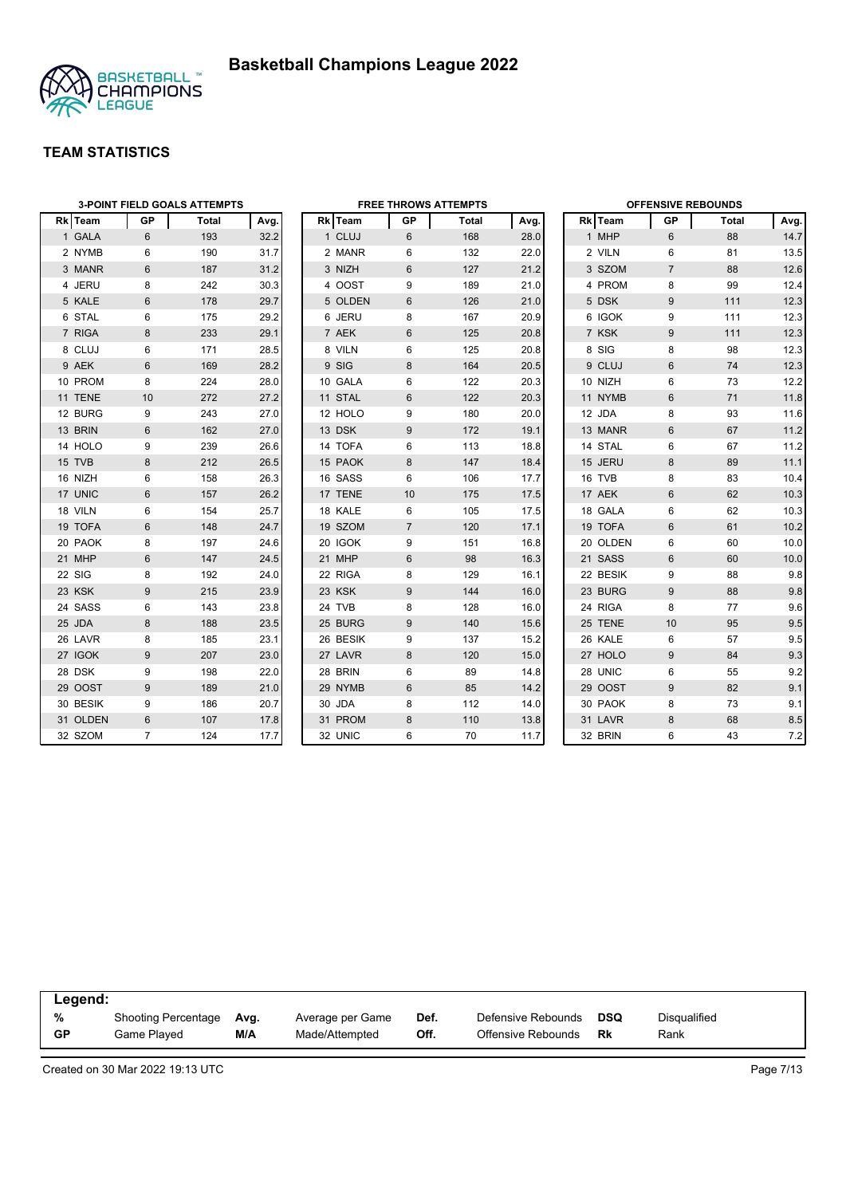# Basketball Champions League 2022

## TEAM STATISTICS

### 3-POINT FIELD GOALS ATTEMPTS

| Rk | Team | GP | Total | Avg. |
|---|---|---|---|---|
| 1 | GALA | 6 | 193 | 32.2 |
| 2 | NYMB | 6 | 190 | 31.7 |
| 3 | MANR | 6 | 187 | 31.2 |
| 4 | JERU | 8 | 242 | 30.3 |
| 5 | KALE | 6 | 178 | 29.7 |
| 6 | STAL | 6 | 175 | 29.2 |
| 7 | RIGA | 8 | 233 | 29.1 |
| 8 | CLUJ | 6 | 171 | 28.5 |
| 9 | AEK | 6 | 169 | 28.2 |
| 10 | PROM | 8 | 224 | 28.0 |
| 11 | TENE | 10 | 272 | 27.2 |
| 12 | BURG | 9 | 243 | 27.0 |
| 13 | BRIN | 6 | 162 | 27.0 |
| 14 | HOLO | 9 | 239 | 26.6 |
| 15 | TVB | 8 | 212 | 26.5 |
| 16 | NIZH | 6 | 158 | 26.3 |
| 17 | UNIC | 6 | 157 | 26.2 |
| 18 | VILN | 6 | 154 | 25.7 |
| 19 | TOFA | 6 | 148 | 24.7 |
| 20 | PAOK | 8 | 197 | 24.6 |
| 21 | MHP | 6 | 147 | 24.5 |
| 22 | SIG | 8 | 192 | 24.0 |
| 23 | KSK | 9 | 215 | 23.9 |
| 24 | SASS | 6 | 143 | 23.8 |
| 25 | JDA | 8 | 188 | 23.5 |
| 26 | LAVR | 8 | 185 | 23.1 |
| 27 | IGOK | 9 | 207 | 23.0 |
| 28 | DSK | 9 | 198 | 22.0 |
| 29 | OOST | 9 | 189 | 21.0 |
| 30 | BESIK | 9 | 186 | 20.7 |
| 31 | OLDEN | 6 | 107 | 17.8 |
| 32 | SZOM | 7 | 124 | 17.7 |

### FREE THROWS ATTEMPTS

| Rk | Team | GP | Total | Avg. |
|---|---|---|---|---|
| 1 | CLUJ | 6 | 168 | 28.0 |
| 2 | MANR | 6 | 132 | 22.0 |
| 3 | NIZH | 6 | 127 | 21.2 |
| 4 | OOST | 9 | 189 | 21.0 |
| 5 | OLDEN | 6 | 126 | 21.0 |
| 6 | JERU | 8 | 167 | 20.9 |
| 7 | AEK | 6 | 125 | 20.8 |
| 8 | VILN | 6 | 125 | 20.8 |
| 9 | SIG | 8 | 164 | 20.5 |
| 10 | GALA | 6 | 122 | 20.3 |
| 11 | STAL | 6 | 122 | 20.3 |
| 12 | HOLO | 9 | 180 | 20.0 |
| 13 | DSK | 9 | 172 | 19.1 |
| 14 | TOFA | 6 | 113 | 18.8 |
| 15 | PAOK | 8 | 147 | 18.4 |
| 16 | SASS | 6 | 106 | 17.7 |
| 17 | TENE | 10 | 175 | 17.5 |
| 18 | KALE | 6 | 105 | 17.5 |
| 19 | SZOM | 7 | 120 | 17.1 |
| 20 | IGOK | 9 | 151 | 16.8 |
| 21 | MHP | 6 | 98 | 16.3 |
| 22 | RIGA | 8 | 129 | 16.1 |
| 23 | KSK | 9 | 144 | 16.0 |
| 24 | TVB | 8 | 128 | 16.0 |
| 25 | BURG | 9 | 140 | 15.6 |
| 26 | BESIK | 9 | 137 | 15.2 |
| 27 | LAVR | 8 | 120 | 15.0 |
| 28 | BRIN | 6 | 89 | 14.8 |
| 29 | NYMB | 6 | 85 | 14.2 |
| 30 | JDA | 8 | 112 | 14.0 |
| 31 | PROM | 8 | 110 | 13.8 |
| 32 | UNIC | 6 | 70 | 11.7 |

### OFFENSIVE REBOUNDS

| Rk | Team | GP | Total | Avg. |
|---|---|---|---|---|
| 1 | MHP | 6 | 88 | 14.7 |
| 2 | VILN | 6 | 81 | 13.5 |
| 3 | SZOM | 7 | 88 | 12.6 |
| 4 | PROM | 8 | 99 | 12.4 |
| 5 | DSK | 9 | 111 | 12.3 |
| 6 | IGOK | 9 | 111 | 12.3 |
| 7 | KSK | 9 | 111 | 12.3 |
| 8 | SIG | 8 | 98 | 12.3 |
| 9 | CLUJ | 6 | 74 | 12.3 |
| 10 | NIZH | 6 | 73 | 12.2 |
| 11 | NYMB | 6 | 71 | 11.8 |
| 12 | JDA | 8 | 93 | 11.6 |
| 13 | MANR | 6 | 67 | 11.2 |
| 14 | STAL | 6 | 67 | 11.2 |
| 15 | JERU | 8 | 89 | 11.1 |
| 16 | TVB | 8 | 83 | 10.4 |
| 17 | AEK | 6 | 62 | 10.3 |
| 18 | GALA | 6 | 62 | 10.3 |
| 19 | TOFA | 6 | 61 | 10.2 |
| 20 | OLDEN | 6 | 60 | 10.0 |
| 21 | SASS | 6 | 60 | 10.0 |
| 22 | BESIK | 9 | 88 | 9.8 |
| 23 | BURG | 9 | 88 | 9.8 |
| 24 | RIGA | 8 | 77 | 9.6 |
| 25 | TENE | 10 | 95 | 9.5 |
| 26 | KALE | 6 | 57 | 9.5 |
| 27 | HOLO | 9 | 84 | 9.3 |
| 28 | UNIC | 6 | 55 | 9.2 |
| 29 | OOST | 9 | 82 | 9.1 |
| 30 | PAOK | 8 | 73 | 9.1 |
| 31 | LAVR | 8 | 68 | 8.5 |
| 32 | BRIN | 6 | 43 | 7.2 |

**Legend:**

| | | | | | | | |
|---|---|---|---|---|---|---|---|
| % | Shooting Percentage | Avg. | Average per Game | Def. | Defensive Rebounds | DSQ | Disqualified |
| GP | Game Played | M/A | Made/Attempted | Off. | Offensive Rebounds | Rk | Rank |

Created on 30 Mar 2022 19:13 UTC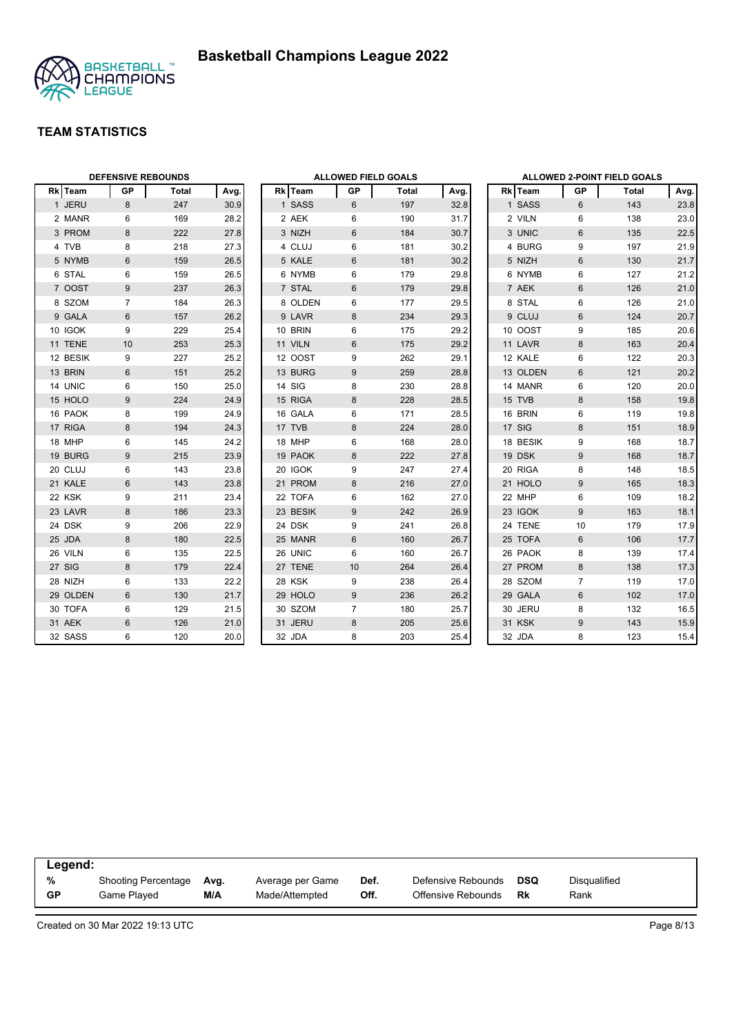# Basketball Champions League 2022

## TEAM STATISTICS

### DEFENSIVE REBOUNDS

| Rk | Team | GP | Total | Avg. |
|---|---|---|---|---|
| 1 | JERU | 8 | 247 | 30.9 |
| 2 | MANR | 6 | 169 | 28.2 |
| 3 | PROM | 8 | 222 | 27.8 |
| 4 | TVB | 8 | 218 | 27.3 |
| 5 | NYMB | 6 | 159 | 26.5 |
| 6 | STAL | 6 | 159 | 26.5 |
| 7 | OOST | 9 | 237 | 26.3 |
| 8 | SZOM | 7 | 184 | 26.3 |
| 9 | GALA | 6 | 157 | 26.2 |
| 10 | IGOK | 9 | 229 | 25.4 |
| 11 | TENE | 10 | 253 | 25.3 |
| 12 | BESIK | 9 | 227 | 25.2 |
| 13 | BRIN | 6 | 151 | 25.2 |
| 14 | UNIC | 6 | 150 | 25.0 |
| 15 | HOLO | 9 | 224 | 24.9 |
| 16 | PAOK | 8 | 199 | 24.9 |
| 17 | RIGA | 8 | 194 | 24.3 |
| 18 | MHP | 6 | 145 | 24.2 |
| 19 | BURG | 9 | 215 | 23.9 |
| 20 | CLUJ | 6 | 143 | 23.8 |
| 21 | KALE | 6 | 143 | 23.8 |
| 22 | KSK | 9 | 211 | 23.4 |
| 23 | LAVR | 8 | 186 | 23.3 |
| 24 | DSK | 9 | 206 | 22.9 |
| 25 | JDA | 8 | 180 | 22.5 |
| 26 | VILN | 6 | 135 | 22.5 |
| 27 | SIG | 8 | 179 | 22.4 |
| 28 | NIZH | 6 | 133 | 22.2 |
| 29 | OLDEN | 6 | 130 | 21.7 |
| 30 | TOFA | 6 | 129 | 21.5 |
| 31 | AEK | 6 | 126 | 21.0 |
| 32 | SASS | 6 | 120 | 20.0 |

### ALLOWED FIELD GOALS

| Rk | Team | GP | Total | Avg. |
|---|---|---|---|---|
| 1 | SASS | 6 | 197 | 32.8 |
| 2 | AEK | 6 | 190 | 31.7 |
| 3 | NIZH | 6 | 184 | 30.7 |
| 4 | CLUJ | 6 | 181 | 30.2 |
| 5 | KALE | 6 | 181 | 30.2 |
| 6 | NYMB | 6 | 179 | 29.8 |
| 7 | STAL | 6 | 179 | 29.8 |
| 8 | OLDEN | 6 | 177 | 29.5 |
| 9 | LAVR | 8 | 234 | 29.3 |
| 10 | BRIN | 6 | 175 | 29.2 |
| 11 | VILN | 6 | 175 | 29.2 |
| 12 | OOST | 9 | 262 | 29.1 |
| 13 | BURG | 9 | 259 | 28.8 |
| 14 | SIG | 8 | 230 | 28.8 |
| 15 | RIGA | 8 | 228 | 28.5 |
| 16 | GALA | 6 | 171 | 28.5 |
| 17 | TVB | 8 | 224 | 28.0 |
| 18 | MHP | 6 | 168 | 28.0 |
| 19 | PAOK | 8 | 222 | 27.8 |
| 20 | IGOK | 9 | 247 | 27.4 |
| 21 | PROM | 8 | 216 | 27.0 |
| 22 | TOFA | 6 | 162 | 27.0 |
| 23 | BESIK | 9 | 242 | 26.9 |
| 24 | DSK | 9 | 241 | 26.8 |
| 25 | MANR | 6 | 160 | 26.7 |
| 26 | UNIC | 6 | 160 | 26.7 |
| 27 | TENE | 10 | 264 | 26.4 |
| 28 | KSK | 9 | 238 | 26.4 |
| 29 | HOLO | 9 | 236 | 26.2 |
| 30 | SZOM | 7 | 180 | 25.7 |
| 31 | JERU | 8 | 205 | 25.6 |
| 32 | JDA | 8 | 203 | 25.4 |

### ALLOWED 2-POINT FIELD GOALS

| Rk | Team | GP | Total | Avg. |
|---|---|---|---|---|
| 1 | SASS | 6 | 143 | 23.8 |
| 2 | VILN | 6 | 138 | 23.0 |
| 3 | UNIC | 6 | 135 | 22.5 |
| 4 | BURG | 9 | 197 | 21.9 |
| 5 | NIZH | 6 | 130 | 21.7 |
| 6 | NYMB | 6 | 127 | 21.2 |
| 7 | AEK | 6 | 126 | 21.0 |
| 8 | STAL | 6 | 126 | 21.0 |
| 9 | CLUJ | 6 | 124 | 20.7 |
| 10 | OOST | 9 | 185 | 20.6 |
| 11 | LAVR | 8 | 163 | 20.4 |
| 12 | KALE | 6 | 122 | 20.3 |
| 13 | OLDEN | 6 | 121 | 20.2 |
| 14 | MANR | 6 | 120 | 20.0 |
| 15 | TVB | 8 | 158 | 19.8 |
| 16 | BRIN | 6 | 119 | 19.8 |
| 17 | SIG | 8 | 151 | 18.9 |
| 18 | BESIK | 9 | 168 | 18.7 |
| 19 | DSK | 9 | 168 | 18.7 |
| 20 | RIGA | 8 | 148 | 18.5 |
| 21 | HOLO | 9 | 165 | 18.3 |
| 22 | MHP | 6 | 109 | 18.2 |
| 23 | IGOK | 9 | 163 | 18.1 |
| 24 | TENE | 10 | 179 | 17.9 |
| 25 | TOFA | 6 | 106 | 17.7 |
| 26 | PAOK | 8 | 139 | 17.4 |
| 27 | PROM | 8 | 138 | 17.3 |
| 28 | SZOM | 7 | 119 | 17.0 |
| 29 | GALA | 6 | 102 | 17.0 |
| 30 | JERU | 8 | 132 | 16.5 |
| 31 | KSK | 9 | 143 | 15.9 |
| 32 | JDA | 8 | 123 | 15.4 |

**Legend:**

| | | | | | | | |
|---|---|---|---|---|---|---|---|
| **%** | Shooting Percentage | **Avg.** | Average per Game | **Def.** | Defensive Rebounds | **DSQ** | Disqualified |
| **GP** | Game Played | **M/A** | Made/Attempted | **Off.** | Offensive Rebounds | **Rk** | Rank |

Created on 30 Mar 2022 19:13 UTC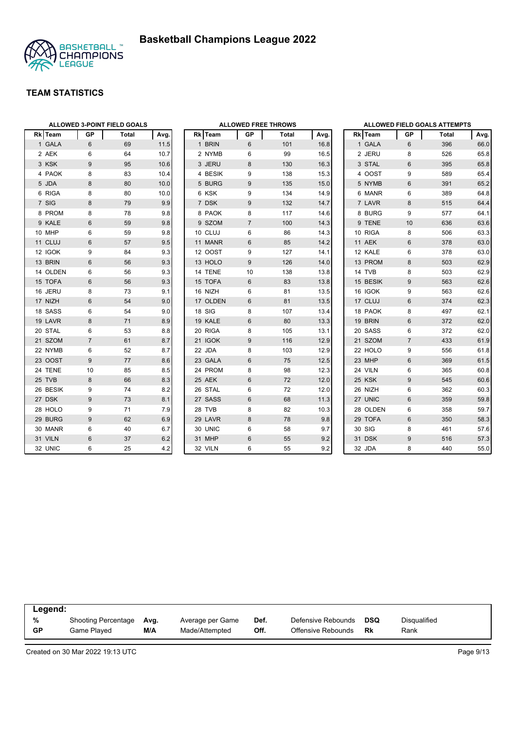# Basketball Champions League 2022

## TEAM STATISTICS

### ALLOWED 3-POINT FIELD GOALS

| Rk | Team | GP | Total | Avg. |
|---|---|---|---|---|
| 1 | GALA | 6 | 69 | 11.5 |
| 2 | AEK | 6 | 64 | 10.7 |
| 3 | KSK | 9 | 95 | 10.6 |
| 4 | PAOK | 8 | 83 | 10.4 |
| 5 | JDA | 8 | 80 | 10.0 |
| 6 | RIGA | 8 | 80 | 10.0 |
| 7 | SIG | 8 | 79 | 9.9 |
| 8 | PROM | 8 | 78 | 9.8 |
| 9 | KALE | 6 | 59 | 9.8 |
| 10 | MHP | 6 | 59 | 9.8 |
| 11 | CLUJ | 6 | 57 | 9.5 |
| 12 | IGOK | 9 | 84 | 9.3 |
| 13 | BRIN | 6 | 56 | 9.3 |
| 14 | OLDEN | 6 | 56 | 9.3 |
| 15 | TOFA | 6 | 56 | 9.3 |
| 16 | JERU | 8 | 73 | 9.1 |
| 17 | NIZH | 6 | 54 | 9.0 |
| 18 | SASS | 6 | 54 | 9.0 |
| 19 | LAVR | 8 | 71 | 8.9 |
| 20 | STAL | 6 | 53 | 8.8 |
| 21 | SZOM | 7 | 61 | 8.7 |
| 22 | NYMB | 6 | 52 | 8.7 |
| 23 | OOST | 9 | 77 | 8.6 |
| 24 | TENE | 10 | 85 | 8.5 |
| 25 | TVB | 8 | 66 | 8.3 |
| 26 | BESIK | 9 | 74 | 8.2 |
| 27 | DSK | 9 | 73 | 8.1 |
| 28 | HOLO | 9 | 71 | 7.9 |
| 29 | BURG | 9 | 62 | 6.9 |
| 30 | MANR | 6 | 40 | 6.7 |
| 31 | VILN | 6 | 37 | 6.2 |
| 32 | UNIC | 6 | 25 | 4.2 |

### ALLOWED FREE THROWS

| Rk | Team | GP | Total | Avg. |
|---|---|---|---|---|
| 1 | BRIN | 6 | 101 | 16.8 |
| 2 | NYMB | 6 | 99 | 16.5 |
| 3 | JERU | 8 | 130 | 16.3 |
| 4 | BESIK | 9 | 138 | 15.3 |
| 5 | BURG | 9 | 135 | 15.0 |
| 6 | KSK | 9 | 134 | 14.9 |
| 7 | DSK | 9 | 132 | 14.7 |
| 8 | PAOK | 8 | 117 | 14.6 |
| 9 | SZOM | 7 | 100 | 14.3 |
| 10 | CLUJ | 6 | 86 | 14.3 |
| 11 | MANR | 6 | 85 | 14.2 |
| 12 | OOST | 9 | 127 | 14.1 |
| 13 | HOLO | 9 | 126 | 14.0 |
| 14 | TENE | 10 | 138 | 13.8 |
| 15 | TOFA | 6 | 83 | 13.8 |
| 16 | NIZH | 6 | 81 | 13.5 |
| 17 | OLDEN | 6 | 81 | 13.5 |
| 18 | SIG | 8 | 107 | 13.4 |
| 19 | KALE | 6 | 80 | 13.3 |
| 20 | RIGA | 8 | 105 | 13.1 |
| 21 | IGOK | 9 | 116 | 12.9 |
| 22 | JDA | 8 | 103 | 12.9 |
| 23 | GALA | 6 | 75 | 12.5 |
| 24 | PROM | 8 | 98 | 12.3 |
| 25 | AEK | 6 | 72 | 12.0 |
| 26 | STAL | 6 | 72 | 12.0 |
| 27 | SASS | 6 | 68 | 11.3 |
| 28 | TVB | 8 | 82 | 10.3 |
| 29 | LAVR | 8 | 78 | 9.8 |
| 30 | UNIC | 6 | 58 | 9.7 |
| 31 | MHP | 6 | 55 | 9.2 |
| 32 | VILN | 6 | 55 | 9.2 |

### ALLOWED FIELD GOALS ATTEMPTS

| Rk | Team | GP | Total | Avg. |
|---|---|---|---|---|
| 1 | GALA | 6 | 396 | 66.0 |
| 2 | JERU | 8 | 526 | 65.8 |
| 3 | STAL | 6 | 395 | 65.8 |
| 4 | OOST | 9 | 589 | 65.4 |
| 5 | NYMB | 6 | 391 | 65.2 |
| 6 | MANR | 6 | 389 | 64.8 |
| 7 | LAVR | 8 | 515 | 64.4 |
| 8 | BURG | 9 | 577 | 64.1 |
| 9 | TENE | 10 | 636 | 63.6 |
| 10 | RIGA | 8 | 506 | 63.3 |
| 11 | AEK | 6 | 378 | 63.0 |
| 12 | KALE | 6 | 378 | 63.0 |
| 13 | PROM | 8 | 503 | 62.9 |
| 14 | TVB | 8 | 503 | 62.9 |
| 15 | BESIK | 9 | 563 | 62.6 |
| 16 | IGOK | 9 | 563 | 62.6 |
| 17 | CLUJ | 6 | 374 | 62.3 |
| 18 | PAOK | 8 | 497 | 62.1 |
| 19 | BRIN | 6 | 372 | 62.0 |
| 20 | SASS | 6 | 372 | 62.0 |
| 21 | SZOM | 7 | 433 | 61.9 |
| 22 | HOLO | 9 | 556 | 61.8 |
| 23 | MHP | 6 | 369 | 61.5 |
| 24 | VILN | 6 | 365 | 60.8 |
| 25 | KSK | 9 | 545 | 60.6 |
| 26 | NIZH | 6 | 362 | 60.3 |
| 27 | UNIC | 6 | 359 | 59.8 |
| 28 | OLDEN | 6 | 358 | 59.7 |
| 29 | TOFA | 6 | 350 | 58.3 |
| 30 | SIG | 8 | 461 | 57.6 |
| 31 | DSK | 9 | 516 | 57.3 |
| 32 | JDA | 8 | 440 | 55.0 |

**Legend:**

| | | | | | | | |
|---|---|---|---|---|---|---|---|
| **%** | Shooting Percentage | **Avg.** | Average per Game | **Def.** | Defensive Rebounds | **DSQ** | Disqualified |
| **GP** | Game Played | **M/A** | Made/Attempted | **Off.** | Offensive Rebounds | **Rk** | Rank |

Created on 30 Mar 2022 19:13 UTC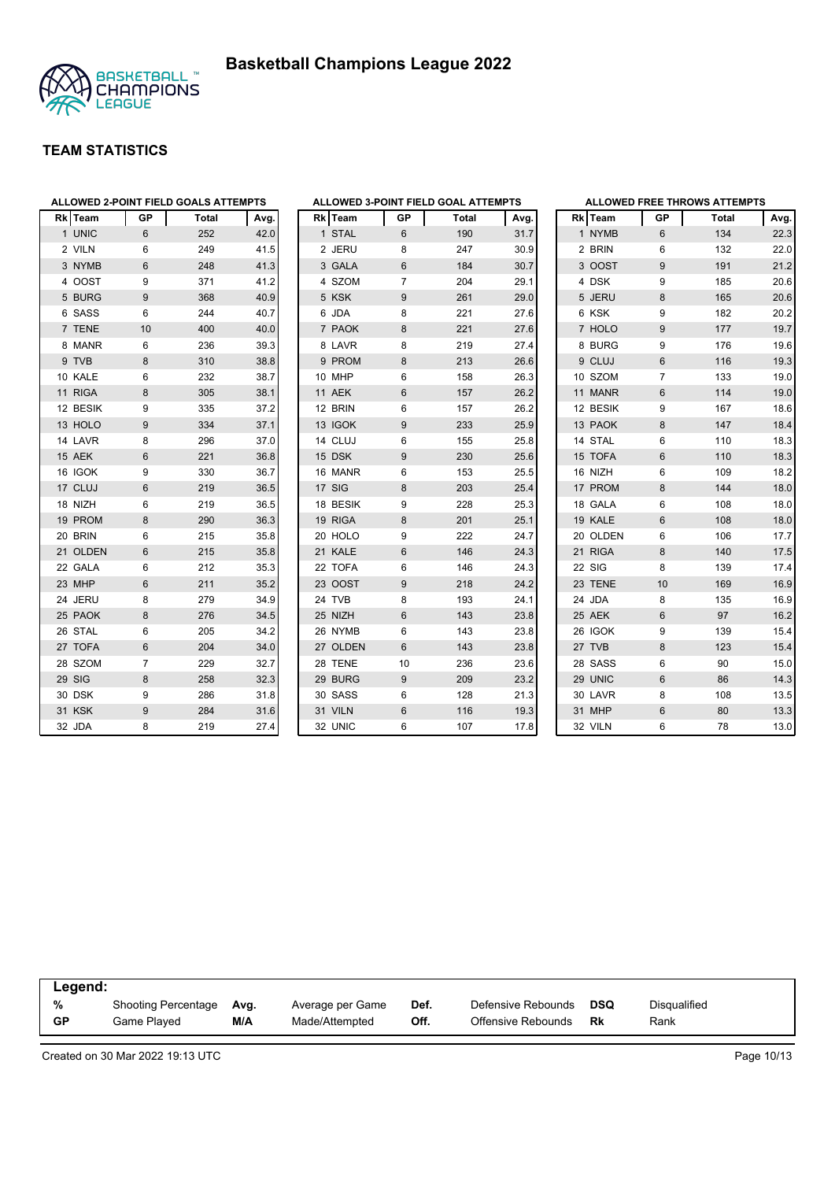# Basketball Champions League 2022

## TEAM STATISTICS

### ALLOWED 2-POINT FIELD GOALS ATTEMPTS

| Rk | Team | GP | Total | Avg. |
|---|---|---|---|---|
| 1 | UNIC | 6 | 252 | 42.0 |
| 2 | VILN | 6 | 249 | 41.5 |
| 3 | NYMB | 6 | 248 | 41.3 |
| 4 | OOST | 9 | 371 | 41.2 |
| 5 | BURG | 9 | 368 | 40.9 |
| 6 | SASS | 6 | 244 | 40.7 |
| 7 | TENE | 10 | 400 | 40.0 |
| 8 | MANR | 6 | 236 | 39.3 |
| 9 | TVB | 8 | 310 | 38.8 |
| 10 | KALE | 6 | 232 | 38.7 |
| 11 | RIGA | 8 | 305 | 38.1 |
| 12 | BESIK | 9 | 335 | 37.2 |
| 13 | HOLO | 9 | 334 | 37.1 |
| 14 | LAVR | 8 | 296 | 37.0 |
| 15 | AEK | 6 | 221 | 36.8 |
| 16 | IGOK | 9 | 330 | 36.7 |
| 17 | CLUJ | 6 | 219 | 36.5 |
| 18 | NIZH | 6 | 219 | 36.5 |
| 19 | PROM | 8 | 290 | 36.3 |
| 20 | BRIN | 6 | 215 | 35.8 |
| 21 | OLDEN | 6 | 215 | 35.8 |
| 22 | GALA | 6 | 212 | 35.3 |
| 23 | MHP | 6 | 211 | 35.2 |
| 24 | JERU | 8 | 279 | 34.9 |
| 25 | PAOK | 8 | 276 | 34.5 |
| 26 | STAL | 6 | 205 | 34.2 |
| 27 | TOFA | 6 | 204 | 34.0 |
| 28 | SZOM | 7 | 229 | 32.7 |
| 29 | SIG | 8 | 258 | 32.3 |
| 30 | DSK | 9 | 286 | 31.8 |
| 31 | KSK | 9 | 284 | 31.6 |
| 32 | JDA | 8 | 219 | 27.4 |

### ALLOWED 3-POINT FIELD GOAL ATTEMPTS

| Rk | Team | GP | Total | Avg. |
|---|---|---|---|---|
| 1 | STAL | 6 | 190 | 31.7 |
| 2 | JERU | 8 | 247 | 30.9 |
| 3 | GALA | 6 | 184 | 30.7 |
| 4 | SZOM | 7 | 204 | 29.1 |
| 5 | KSK | 9 | 261 | 29.0 |
| 6 | JDA | 8 | 221 | 27.6 |
| 7 | PAOK | 8 | 221 | 27.6 |
| 8 | LAVR | 8 | 219 | 27.4 |
| 9 | PROM | 8 | 213 | 26.6 |
| 10 | MHP | 6 | 158 | 26.3 |
| 11 | AEK | 6 | 157 | 26.2 |
| 12 | BRIN | 6 | 157 | 26.2 |
| 13 | IGOK | 9 | 233 | 25.9 |
| 14 | CLUJ | 6 | 155 | 25.8 |
| 15 | DSK | 9 | 230 | 25.6 |
| 16 | MANR | 6 | 153 | 25.5 |
| 17 | SIG | 8 | 203 | 25.4 |
| 18 | BESIK | 9 | 228 | 25.3 |
| 19 | RIGA | 8 | 201 | 25.1 |
| 20 | HOLO | 9 | 222 | 24.7 |
| 21 | KALE | 6 | 146 | 24.3 |
| 22 | TOFA | 6 | 146 | 24.3 |
| 23 | OOST | 9 | 218 | 24.2 |
| 24 | TVB | 8 | 193 | 24.1 |
| 25 | NIZH | 6 | 143 | 23.8 |
| 26 | NYMB | 6 | 143 | 23.8 |
| 27 | OLDEN | 6 | 143 | 23.8 |
| 28 | TENE | 10 | 236 | 23.6 |
| 29 | BURG | 9 | 209 | 23.2 |
| 30 | SASS | 6 | 128 | 21.3 |
| 31 | VILN | 6 | 116 | 19.3 |
| 32 | UNIC | 6 | 107 | 17.8 |

### ALLOWED FREE THROWS ATTEMPTS

| Rk | Team | GP | Total | Avg. |
|---|---|---|---|---|
| 1 | NYMB | 6 | 134 | 22.3 |
| 2 | BRIN | 6 | 132 | 22.0 |
| 3 | OOST | 9 | 191 | 21.2 |
| 4 | DSK | 9 | 185 | 20.6 |
| 5 | JERU | 8 | 165 | 20.6 |
| 6 | KSK | 9 | 182 | 20.2 |
| 7 | HOLO | 9 | 177 | 19.7 |
| 8 | BURG | 9 | 176 | 19.6 |
| 9 | CLUJ | 6 | 116 | 19.3 |
| 10 | SZOM | 7 | 133 | 19.0 |
| 11 | MANR | 6 | 114 | 19.0 |
| 12 | BESIK | 9 | 167 | 18.6 |
| 13 | PAOK | 8 | 147 | 18.4 |
| 14 | STAL | 6 | 110 | 18.3 |
| 15 | TOFA | 6 | 110 | 18.3 |
| 16 | NIZH | 6 | 109 | 18.2 |
| 17 | PROM | 8 | 144 | 18.0 |
| 18 | GALA | 6 | 108 | 18.0 |
| 19 | KALE | 6 | 108 | 18.0 |
| 20 | OLDEN | 6 | 106 | 17.7 |
| 21 | RIGA | 8 | 140 | 17.5 |
| 22 | SIG | 8 | 139 | 17.4 |
| 23 | TENE | 10 | 169 | 16.9 |
| 24 | JDA | 8 | 135 | 16.9 |
| 25 | AEK | 6 | 97 | 16.2 |
| 26 | IGOK | 9 | 139 | 15.4 |
| 27 | TVB | 8 | 123 | 15.4 |
| 28 | SASS | 6 | 90 | 15.0 |
| 29 | UNIC | 6 | 86 | 14.3 |
| 30 | LAVR | 8 | 108 | 13.5 |
| 31 | MHP | 6 | 80 | 13.3 |
| 32 | VILN | 6 | 78 | 13.0 |

**Legend:**

| | | | | | | | |
|---|---|---|---|---|---|---|---|
| **%** | Shooting Percentage | **Avg.** | Average per Game | **Def.** | Defensive Rebounds | **DSQ** | Disqualified |
| **GP** | Game Played | **M/A** | Made/Attempted | **Off.** | Offensive Rebounds | **Rk** | Rank |

Created on 30 Mar 2022 19:13 UTC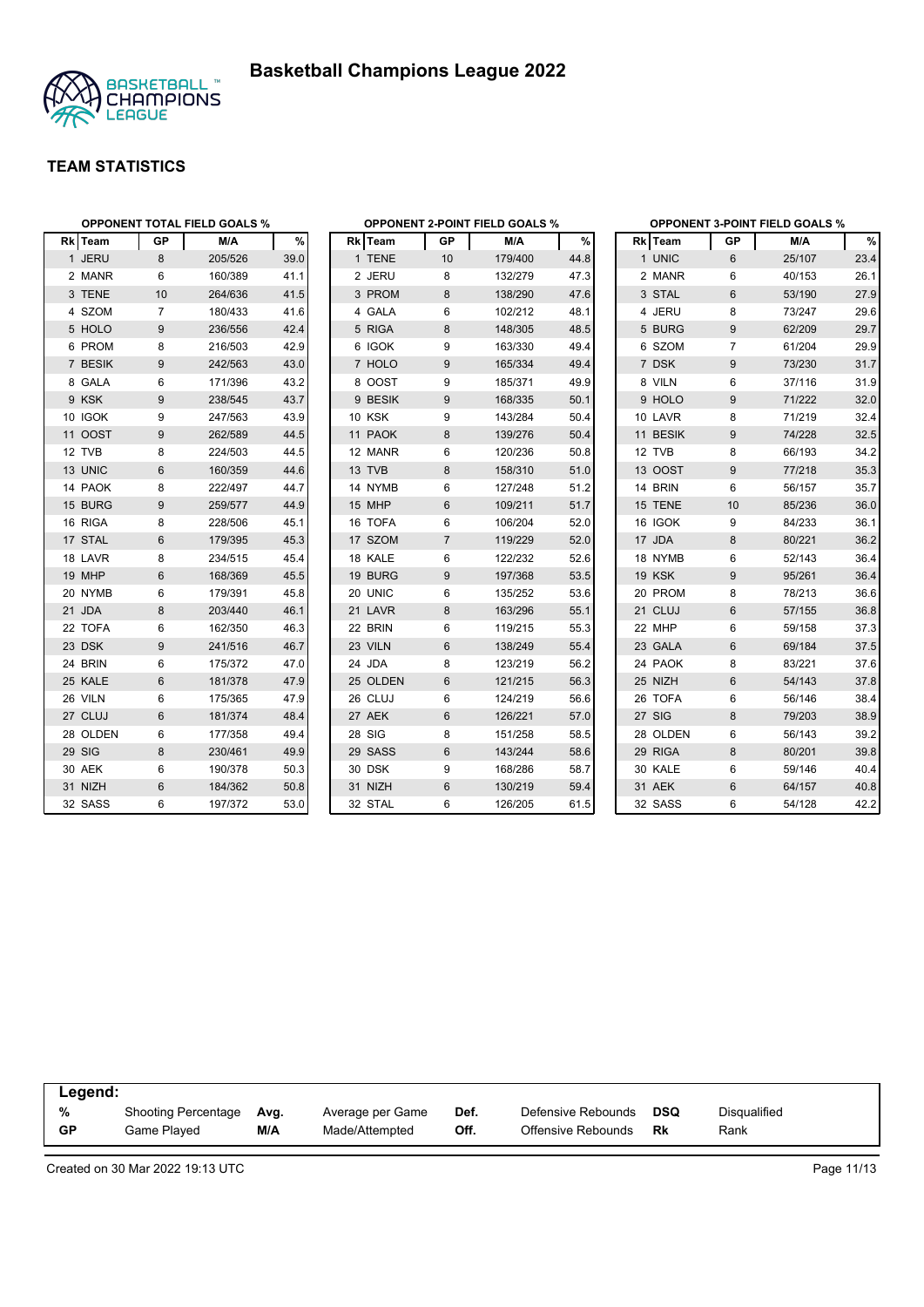# Basketball Champions League 2022

## TEAM STATISTICS

### OPPONENT TOTAL FIELD GOALS %

| Rk | Team | GP | M/A | % |
|---|---|---|---|---|
| 1 | JERU | 8 | 205/526 | 39.0 |
| 2 | MANR | 6 | 160/389 | 41.1 |
| 3 | TENE | 10 | 264/636 | 41.5 |
| 4 | SZOM | 7 | 180/433 | 41.6 |
| 5 | HOLO | 9 | 236/556 | 42.4 |
| 6 | PROM | 8 | 216/503 | 42.9 |
| 7 | BESIK | 9 | 242/563 | 43.0 |
| 8 | GALA | 6 | 171/396 | 43.2 |
| 9 | KSK | 9 | 238/545 | 43.7 |
| 10 | IGOK | 9 | 247/563 | 43.9 |
| 11 | OOST | 9 | 262/589 | 44.5 |
| 12 | TVB | 8 | 224/503 | 44.5 |
| 13 | UNIC | 6 | 160/359 | 44.6 |
| 14 | PAOK | 8 | 222/497 | 44.7 |
| 15 | BURG | 9 | 259/577 | 44.9 |
| 16 | RIGA | 8 | 228/506 | 45.1 |
| 17 | STAL | 6 | 179/395 | 45.3 |
| 18 | LAVR | 8 | 234/515 | 45.4 |
| 19 | MHP | 6 | 168/369 | 45.5 |
| 20 | NYMB | 6 | 179/391 | 45.8 |
| 21 | JDA | 8 | 203/440 | 46.1 |
| 22 | TOFA | 6 | 162/350 | 46.3 |
| 23 | DSK | 9 | 241/516 | 46.7 |
| 24 | BRIN | 6 | 175/372 | 47.0 |
| 25 | KALE | 6 | 181/378 | 47.9 |
| 26 | VILN | 6 | 175/365 | 47.9 |
| 27 | CLUJ | 6 | 181/374 | 48.4 |
| 28 | OLDEN | 6 | 177/358 | 49.4 |
| 29 | SIG | 8 | 230/461 | 49.9 |
| 30 | AEK | 6 | 190/378 | 50.3 |
| 31 | NIZH | 6 | 184/362 | 50.8 |
| 32 | SASS | 6 | 197/372 | 53.0 |

### OPPONENT 2-POINT FIELD GOALS %

| Rk | Team | GP | M/A | % |
|---|---|---|---|---|
| 1 | TENE | 10 | 179/400 | 44.8 |
| 2 | JERU | 8 | 132/279 | 47.3 |
| 3 | PROM | 8 | 138/290 | 47.6 |
| 4 | GALA | 6 | 102/212 | 48.1 |
| 5 | RIGA | 8 | 148/305 | 48.5 |
| 6 | IGOK | 9 | 163/330 | 49.4 |
| 7 | HOLO | 9 | 165/334 | 49.4 |
| 8 | OOST | 9 | 185/371 | 49.9 |
| 9 | BESIK | 9 | 168/335 | 50.1 |
| 10 | KSK | 9 | 143/284 | 50.4 |
| 11 | PAOK | 8 | 139/276 | 50.4 |
| 12 | MANR | 6 | 120/236 | 50.8 |
| 13 | TVB | 8 | 158/310 | 51.0 |
| 14 | NYMB | 6 | 127/248 | 51.2 |
| 15 | MHP | 6 | 109/211 | 51.7 |
| 16 | TOFA | 6 | 106/204 | 52.0 |
| 17 | SZOM | 7 | 119/229 | 52.0 |
| 18 | KALE | 6 | 122/232 | 52.6 |
| 19 | BURG | 9 | 197/368 | 53.5 |
| 20 | UNIC | 6 | 135/252 | 53.6 |
| 21 | LAVR | 8 | 163/296 | 55.1 |
| 22 | BRIN | 6 | 119/215 | 55.3 |
| 23 | VILN | 6 | 138/249 | 55.4 |
| 24 | JDA | 8 | 123/219 | 56.2 |
| 25 | OLDEN | 6 | 121/215 | 56.3 |
| 26 | CLUJ | 6 | 124/219 | 56.6 |
| 27 | AEK | 6 | 126/221 | 57.0 |
| 28 | SIG | 8 | 151/258 | 58.5 |
| 29 | SASS | 6 | 143/244 | 58.6 |
| 30 | DSK | 9 | 168/286 | 58.7 |
| 31 | NIZH | 6 | 130/219 | 59.4 |
| 32 | STAL | 6 | 126/205 | 61.5 |

### OPPONENT 3-POINT FIELD GOALS %

| Rk | Team | GP | M/A | % |
|---|---|---|---|---|
| 1 | UNIC | 6 | 25/107 | 23.4 |
| 2 | MANR | 6 | 40/153 | 26.1 |
| 3 | STAL | 6 | 53/190 | 27.9 |
| 4 | JERU | 8 | 73/247 | 29.6 |
| 5 | BURG | 9 | 62/209 | 29.7 |
| 6 | SZOM | 7 | 61/204 | 29.9 |
| 7 | DSK | 9 | 73/230 | 31.7 |
| 8 | VILN | 6 | 37/116 | 31.9 |
| 9 | HOLO | 9 | 71/222 | 32.0 |
| 10 | LAVR | 8 | 71/219 | 32.4 |
| 11 | BESIK | 9 | 74/228 | 32.5 |
| 12 | TVB | 8 | 66/193 | 34.2 |
| 13 | OOST | 9 | 77/218 | 35.3 |
| 14 | BRIN | 6 | 56/157 | 35.7 |
| 15 | TENE | 10 | 85/236 | 36.0 |
| 16 | IGOK | 9 | 84/233 | 36.1 |
| 17 | JDA | 8 | 80/221 | 36.2 |
| 18 | NYMB | 6 | 52/143 | 36.4 |
| 19 | KSK | 9 | 95/261 | 36.4 |
| 20 | PROM | 8 | 78/213 | 36.6 |
| 21 | CLUJ | 6 | 57/155 | 36.8 |
| 22 | MHP | 6 | 59/158 | 37.3 |
| 23 | GALA | 6 | 69/184 | 37.5 |
| 24 | PAOK | 8 | 83/221 | 37.6 |
| 25 | NIZH | 6 | 54/143 | 37.8 |
| 26 | TOFA | 6 | 56/146 | 38.4 |
| 27 | SIG | 8 | 79/203 | 38.9 |
| 28 | OLDEN | 6 | 56/143 | 39.2 |
| 29 | RIGA | 8 | 80/201 | 39.8 |
| 30 | KALE | 6 | 59/146 | 40.4 |
| 31 | AEK | 6 | 64/157 | 40.8 |
| 32 | SASS | 6 | 54/128 | 42.2 |

**Legend:**

| | | | | | | | |
|---|---|---|---|---|---|---|---|
| % | Shooting Percentage | Avg. | Average per Game | Def. | Defensive Rebounds | DSQ | Disqualified |
| GP | Game Played | M/A | Made/Attempted | Off. | Offensive Rebounds | Rk | Rank |

Created on 30 Mar 2022 19:13 UTC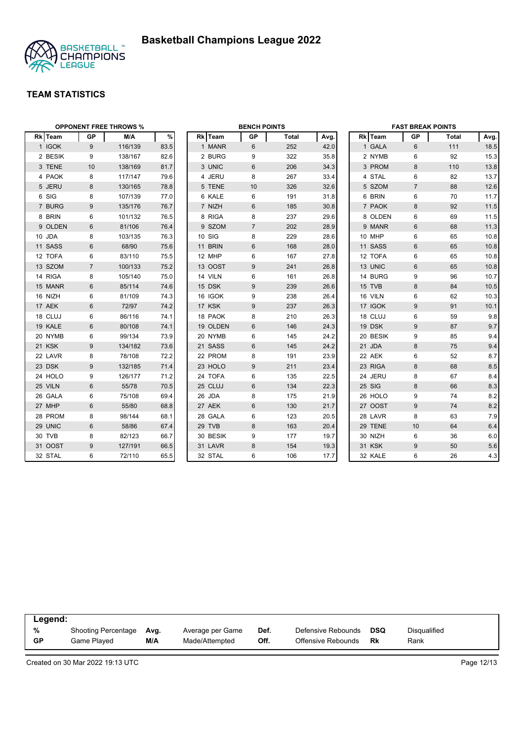# Basketball Champions League 2022

## TEAM STATISTICS

### OPPONENT FREE THROWS %

| Rk | Team | GP | M/A | % |
|---|---|---|---|---|
| 1 | IGOK | 9 | 116/139 | 83.5 |
| 2 | BESIK | 9 | 138/167 | 82.6 |
| 3 | TENE | 10 | 138/169 | 81.7 |
| 4 | PAOK | 8 | 117/147 | 79.6 |
| 5 | JERU | 8 | 130/165 | 78.8 |
| 6 | SIG | 8 | 107/139 | 77.0 |
| 7 | BURG | 9 | 135/176 | 76.7 |
| 8 | BRIN | 6 | 101/132 | 76.5 |
| 9 | OLDEN | 6 | 81/106 | 76.4 |
| 10 | JDA | 8 | 103/135 | 76.3 |
| 11 | SASS | 6 | 68/90 | 75.6 |
| 12 | TOFA | 6 | 83/110 | 75.5 |
| 13 | SZOM | 7 | 100/133 | 75.2 |
| 14 | RIGA | 8 | 105/140 | 75.0 |
| 15 | MANR | 6 | 85/114 | 74.6 |
| 16 | NIZH | 6 | 81/109 | 74.3 |
| 17 | AEK | 6 | 72/97 | 74.2 |
| 18 | CLUJ | 6 | 86/116 | 74.1 |
| 19 | KALE | 6 | 80/108 | 74.1 |
| 20 | NYMB | 6 | 99/134 | 73.9 |
| 21 | KSK | 9 | 134/182 | 73.6 |
| 22 | LAVR | 8 | 78/108 | 72.2 |
| 23 | DSK | 9 | 132/185 | 71.4 |
| 24 | HOLO | 9 | 126/177 | 71.2 |
| 25 | VILN | 6 | 55/78 | 70.5 |
| 26 | GALA | 6 | 75/108 | 69.4 |
| 27 | MHP | 6 | 55/80 | 68.8 |
| 28 | PROM | 8 | 98/144 | 68.1 |
| 29 | UNIC | 6 | 58/86 | 67.4 |
| 30 | TVB | 8 | 82/123 | 66.7 |
| 31 | OOST | 9 | 127/191 | 66.5 |
| 32 | STAL | 6 | 72/110 | 65.5 |

### BENCH POINTS

| Rk | Team | GP | Total | Avg. |
|---|---|---|---|---|
| 1 | MANR | 6 | 252 | 42.0 |
| 2 | BURG | 9 | 322 | 35.8 |
| 3 | UNIC | 6 | 206 | 34.3 |
| 4 | JERU | 8 | 267 | 33.4 |
| 5 | TENE | 10 | 326 | 32.6 |
| 6 | KALE | 6 | 191 | 31.8 |
| 7 | NIZH | 6 | 185 | 30.8 |
| 8 | RIGA | 8 | 237 | 29.6 |
| 9 | SZOM | 7 | 202 | 28.9 |
| 10 | SIG | 8 | 229 | 28.6 |
| 11 | BRIN | 6 | 168 | 28.0 |
| 12 | MHP | 6 | 167 | 27.8 |
| 13 | OOST | 9 | 241 | 26.8 |
| 14 | VILN | 6 | 161 | 26.8 |
| 15 | DSK | 9 | 239 | 26.6 |
| 16 | IGOK | 9 | 238 | 26.4 |
| 17 | KSK | 9 | 237 | 26.3 |
| 18 | PAOK | 8 | 210 | 26.3 |
| 19 | OLDEN | 6 | 146 | 24.3 |
| 20 | NYMB | 6 | 145 | 24.2 |
| 21 | SASS | 6 | 145 | 24.2 |
| 22 | PROM | 8 | 191 | 23.9 |
| 23 | HOLO | 9 | 211 | 23.4 |
| 24 | TOFA | 6 | 135 | 22.5 |
| 25 | CLUJ | 6 | 134 | 22.3 |
| 26 | JDA | 8 | 175 | 21.9 |
| 27 | AEK | 6 | 130 | 21.7 |
| 28 | GALA | 6 | 123 | 20.5 |
| 29 | TVB | 8 | 163 | 20.4 |
| 30 | BESIK | 9 | 177 | 19.7 |
| 31 | LAVR | 8 | 154 | 19.3 |
| 32 | STAL | 6 | 106 | 17.7 |

### FAST BREAK POINTS

| Rk | Team | GP | Total | Avg. |
|---|---|---|---|---|
| 1 | GALA | 6 | 111 | 18.5 |
| 2 | NYMB | 6 | 92 | 15.3 |
| 3 | PROM | 8 | 110 | 13.8 |
| 4 | STAL | 6 | 82 | 13.7 |
| 5 | SZOM | 7 | 88 | 12.6 |
| 6 | BRIN | 6 | 70 | 11.7 |
| 7 | PAOK | 8 | 92 | 11.5 |
| 8 | OLDEN | 6 | 69 | 11.5 |
| 9 | MANR | 6 | 68 | 11.3 |
| 10 | MHP | 6 | 65 | 10.8 |
| 11 | SASS | 6 | 65 | 10.8 |
| 12 | TOFA | 6 | 65 | 10.8 |
| 13 | UNIC | 6 | 65 | 10.8 |
| 14 | BURG | 9 | 96 | 10.7 |
| 15 | TVB | 8 | 84 | 10.5 |
| 16 | VILN | 6 | 62 | 10.3 |
| 17 | IGOK | 9 | 91 | 10.1 |
| 18 | CLUJ | 6 | 59 | 9.8 |
| 19 | DSK | 9 | 87 | 9.7 |
| 20 | BESIK | 9 | 85 | 9.4 |
| 21 | JDA | 8 | 75 | 9.4 |
| 22 | AEK | 6 | 52 | 8.7 |
| 23 | RIGA | 8 | 68 | 8.5 |
| 24 | JERU | 8 | 67 | 8.4 |
| 25 | SIG | 8 | 66 | 8.3 |
| 26 | HOLO | 9 | 74 | 8.2 |
| 27 | OOST | 9 | 74 | 8.2 |
| 28 | LAVR | 8 | 63 | 7.9 |
| 29 | TENE | 10 | 64 | 6.4 |
| 30 | NIZH | 6 | 36 | 6.0 |
| 31 | KSK | 9 | 50 | 5.6 |
| 32 | KALE | 6 | 26 | 4.3 |

**Legend:**

| | | | | | | | |
|---|---|---|---|---|---|---|---|
| **%** | Shooting Percentage | **Avg.** | Average per Game | **Def.** | Defensive Rebounds | **DSQ** | Disqualified |
| **GP** | Game Played | **M/A** | Made/Attempted | **Off.** | Offensive Rebounds | **Rk** | Rank |

Created on 30 Mar 2022 19:13 UTC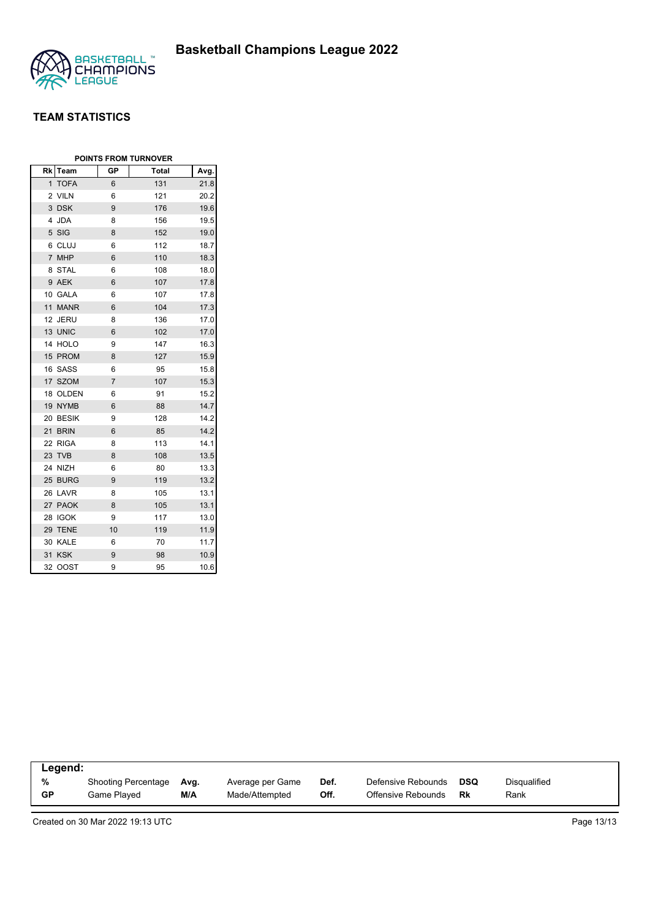# Basketball Champions League 2022

## TEAM STATISTICS

**POINTS FROM TURNOVER**

| Rk | Team | GP | Total | Avg. |
|---|---|---|---|---|
| 1 | TOFA | 6 | 131 | 21.8 |
| 2 | VILN | 6 | 121 | 20.2 |
| 3 | DSK | 9 | 176 | 19.6 |
| 4 | JDA | 8 | 156 | 19.5 |
| 5 | SIG | 8 | 152 | 19.0 |
| 6 | CLUJ | 6 | 112 | 18.7 |
| 7 | MHP | 6 | 110 | 18.3 |
| 8 | STAL | 6 | 108 | 18.0 |
| 9 | AEK | 6 | 107 | 17.8 |
| 10 | GALA | 6 | 107 | 17.8 |
| 11 | MANR | 6 | 104 | 17.3 |
| 12 | JERU | 8 | 136 | 17.0 |
| 13 | UNIC | 6 | 102 | 17.0 |
| 14 | HOLO | 9 | 147 | 16.3 |
| 15 | PROM | 8 | 127 | 15.9 |
| 16 | SASS | 6 | 95 | 15.8 |
| 17 | SZOM | 7 | 107 | 15.3 |
| 18 | OLDEN | 6 | 91 | 15.2 |
| 19 | NYMB | 6 | 88 | 14.7 |
| 20 | BESIK | 9 | 128 | 14.2 |
| 21 | BRIN | 6 | 85 | 14.2 |
| 22 | RIGA | 8 | 113 | 14.1 |
| 23 | TVB | 8 | 108 | 13.5 |
| 24 | NIZH | 6 | 80 | 13.3 |
| 25 | BURG | 9 | 119 | 13.2 |
| 26 | LAVR | 8 | 105 | 13.1 |
| 27 | PAOK | 8 | 105 | 13.1 |
| 28 | IGOK | 9 | 117 | 13.0 |
| 29 | TENE | 10 | 119 | 11.9 |
| 30 | KALE | 6 | 70 | 11.7 |
| 31 | KSK | 9 | 98 | 10.9 |
| 32 | OOST | 9 | 95 | 10.6 |

**Legend:**

| | | | | | | | |
|---|---|---|---|---|---|---|---|
| **%** | Shooting Percentage | **Avg.** | Average per Game | **Def.** | Defensive Rebounds | **DSQ** | Disqualified |
| **GP** | Game Played | **M/A** | Made/Attempted | **Off.** | Offensive Rebounds | **Rk** | Rank |

Created on 30 Mar 2022 19:13 UTC